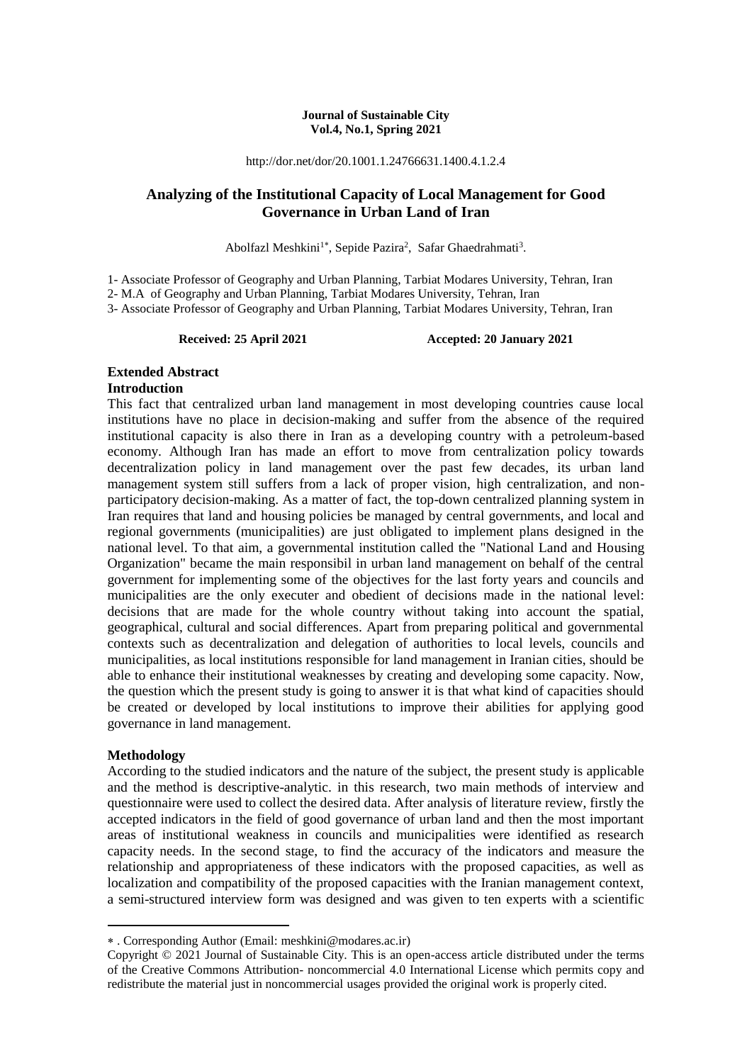**Journal of Sustainable City**
**Vol.4, No.1, Spring 2021**

http://dor.net/dor/20.1001.1.24766631.1400.4.1.2.4

# Analyzing of the Institutional Capacity of Local Management for Good Governance in Urban Land of Iran

Abolfazl Meshkini[1*], Sepide Pazira[2], Safar Ghaedrahmati[3].

1- Associate Professor of Geography and Urban Planning, Tarbiat Modares University, Tehran, Iran

2- M.A of Geography and Urban Planning, Tarbiat Modares University, Tehran, Iran

3- Associate Professor of Geography and Urban Planning, Tarbiat Modares University, Tehran, Iran

**Received: 25 April 2021** **Accepted: 20 January 2021**

## Extended Abstract

### Introduction

This fact that centralized urban land management in most developing countries cause local institutions have no place in decision-making and suffer from the absence of the required institutional capacity is also there in Iran as a developing country with a petroleum-based economy. Although Iran has made an effort to move from centralization policy towards decentralization policy in land management over the past few decades, its urban land management system still suffers from a lack of proper vision, high centralization, and non-participatory decision-making. As a matter of fact, the top-down centralized planning system in Iran requires that land and housing policies be managed by central governments, and local and regional governments (municipalities) are just obligated to implement plans designed in the national level. To that aim, a governmental institution called the "National Land and Housing Organization" became the main responsibil in urban land management on behalf of the central government for implementing some of the objectives for the last forty years and councils and municipalities are the only executer and obedient of decisions made in the national level: decisions that are made for the whole country without taking into account the spatial, geographical, cultural and social differences. Apart from preparing political and governmental contexts such as decentralization and delegation of authorities to local levels, councils and municipalities, as local institutions responsible for land management in Iranian cities, should be able to enhance their institutional weaknesses by creating and developing some capacity. Now, the question which the present study is going to answer it is that what kind of capacities should be created or developed by local institutions to improve their abilities for applying good governance in land management.

### Methodology

According to the studied indicators and the nature of the subject, the present study is applicable and the method is descriptive-analytic. in this research, two main methods of interview and questionnaire were used to collect the desired data. After analysis of literature review, firstly the accepted indicators in the field of good governance of urban land and then the most important areas of institutional weakness in councils and municipalities were identified as research capacity needs. In the second stage, to find the accuracy of the indicators and measure the relationship and appropriateness of these indicators with the proposed capacities, as well as localization and compatibility of the proposed capacities with the Iranian management context, a semi-structured interview form was designed and was given to ten experts with a scientific

---

* . Corresponding Author (Email: meshkini@modares.ac.ir)

Copyright © 2021 Journal of Sustainable City. This is an open-access article distributed under the terms of the Creative Commons Attribution- noncommercial 4.0 International License which permits copy and redistribute the material just in noncommercial usages provided the original work is properly cited.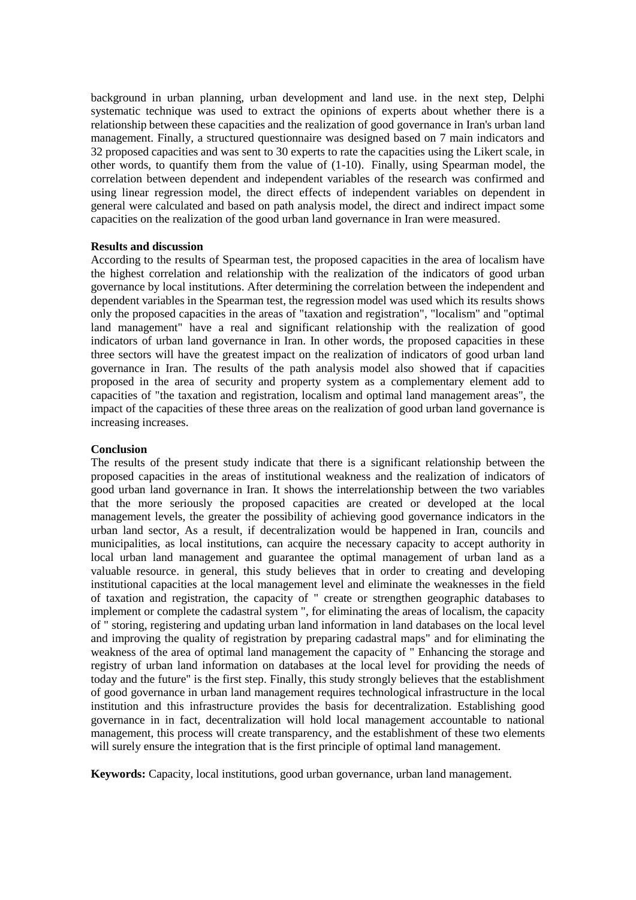background in urban planning, urban development and land use. in the next step, Delphi systematic technique was used to extract the opinions of experts about whether there is a relationship between these capacities and the realization of good governance in Iran's urban land management. Finally, a structured questionnaire was designed based on 7 main indicators and 32 proposed capacities and was sent to 30 experts to rate the capacities using the Likert scale, in other words, to quantify them from the value of (1-10). Finally, using Spearman model, the correlation between dependent and independent variables of the research was confirmed and using linear regression model, the direct effects of independent variables on dependent in general were calculated and based on path analysis model, the direct and indirect impact some capacities on the realization of the good urban land governance in Iran were measured.

**Results and discussion**

According to the results of Spearman test, the proposed capacities in the area of localism have the highest correlation and relationship with the realization of the indicators of good urban governance by local institutions. After determining the correlation between the independent and dependent variables in the Spearman test, the regression model was used which its results shows only the proposed capacities in the areas of "taxation and registration", "localism" and "optimal land management" have a real and significant relationship with the realization of good indicators of urban land governance in Iran. In other words, the proposed capacities in these three sectors will have the greatest impact on the realization of indicators of good urban land governance in Iran. The results of the path analysis model also showed that if capacities proposed in the area of security and property system as a complementary element add to capacities of "the taxation and registration, localism and optimal land management areas", the impact of the capacities of these three areas on the realization of good urban land governance is increasing increases.

**Conclusion**

The results of the present study indicate that there is a significant relationship between the proposed capacities in the areas of institutional weakness and the realization of indicators of good urban land governance in Iran. It shows the interrelationship between the two variables that the more seriously the proposed capacities are created or developed at the local management levels, the greater the possibility of achieving good governance indicators in the urban land sector, As a result, if decentralization would be happened in Iran, councils and municipalities, as local institutions, can acquire the necessary capacity to accept authority in local urban land management and guarantee the optimal management of urban land as a valuable resource. in general, this study believes that in order to creating and developing institutional capacities at the local management level and eliminate the weaknesses in the field of taxation and registration, the capacity of " create or strengthen geographic databases to implement or complete the cadastral system ", for eliminating the areas of localism, the capacity of " storing, registering and updating urban land information in land databases on the local level and improving the quality of registration by preparing cadastral maps" and for eliminating the weakness of the area of optimal land management the capacity of " Enhancing the storage and registry of urban land information on databases at the local level for providing the needs of today and the future" is the first step. Finally, this study strongly believes that the establishment of good governance in urban land management requires technological infrastructure in the local institution and this infrastructure provides the basis for decentralization. Establishing good governance in in fact, decentralization will hold local management accountable to national management, this process will create transparency, and the establishment of these two elements will surely ensure the integration that is the first principle of optimal land management.

**Keywords:** Capacity, local institutions, good urban governance, urban land management.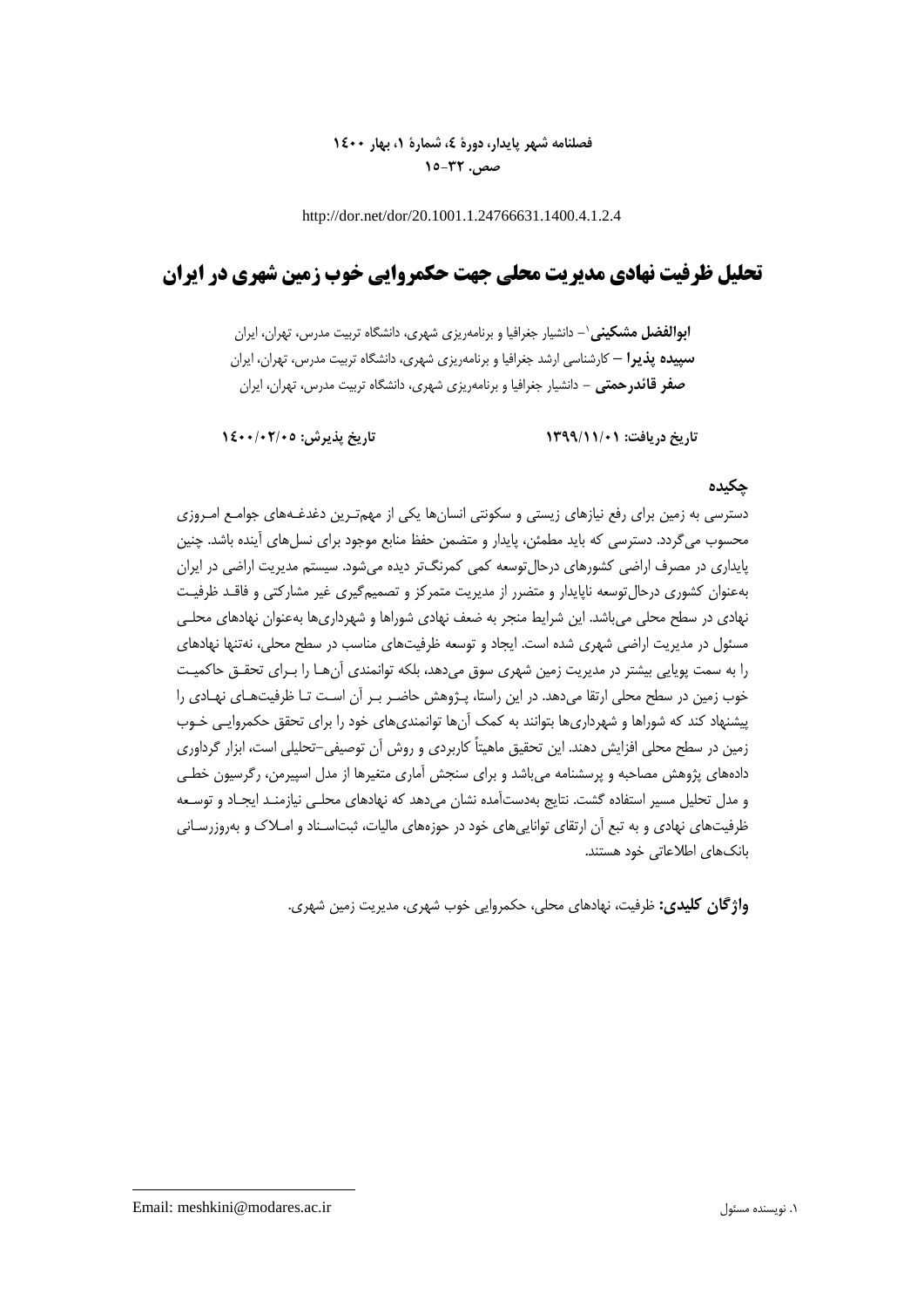فصلنامه شهر پایدار، دورهٔ ٤، شمارهٔ ١، بهار ١٤٠٠
صص. ٣٢-١٥

http://dor.net/dor/20.1001.1.24766631.1400.4.1.2.4

# تحلیل ظرفیت نهادی مدیریت محلی جهت حکمروایی خوب زمین شهری در ایران

**ابوالفضل مشکینی**[١]– دانشیار جغرافیا و برنامه‌ریزی شهری، دانشگاه تربیت مدرس، تهران، ایران
**سپیده پذیرا** – کارشناسی ارشد جغرافیا و برنامه‌ریزی شهری، دانشگاه تربیت مدرس، تهران، ایران
**صفر قائدرحمتی** – دانشیار جغرافیا و برنامه‌ریزی شهری، دانشگاه تربیت مدرس، تهران، ایران

**تاریخ دریافت: ١٣٩٩/١١/٠١** **تاریخ پذیرش: ١٤٠٠/٠٢/٠٥**

## چکیده

دسترسی به زمین برای رفع نیازهای زیستی و سکونتی انسان‌ها یکی از مهم‌ترین دغدغه‌های جوامع امروزی محسوب می‌گردد. دسترسی که باید مطمئن، پایدار و متضمن حفظ منابع موجود برای نسل‌های آینده باشد. چنین پایداری در مصرف اراضی کشورهای درحال‌توسعه کمی کمرنگ‌تر دیده می‌شود. سیستم مدیریت اراضی در ایران به‌عنوان کشوری درحال‌توسعه ناپایدار و متضرر از مدیریت متمرکز و تصمیم‌گیری غیر مشارکتی و فاقد ظرفیت نهادی در سطح محلی می‌باشد. این شرایط منجر به ضعف نهادی شوراها و شهرداری‌ها به‌عنوان نهادهای محلی مسئول در مدیریت اراضی شهری شده است. ایجاد و توسعه ظرفیت‌های مناسب در سطح محلی، نه‌تنها نهادهای را به سمت پویایی بیشتر در مدیریت زمین شهری سوق می‌دهد، بلکه توانمندی آن‌ها را برای تحقق حاکمیت خوب زمین در سطح محلی ارتقا می‌دهد. در این راستا، پژوهش حاضر بر آن است تا ظرفیت‌های نهادی را پیشنهاد کند که شوراها و شهرداری‌ها بتوانند به کمک آن‌ها توانمندی‌های خود را برای تحقق حکمروایی خوب زمین در سطح محلی افزایش دهند. این تحقیق ماهیتاً کاربردی و روش آن توصیفی-تحلیلی است، ابزار گردآوری داده‌های پژوهش مصاحبه و پرسشنامه می‌باشد و برای سنجش آماری متغیرها از مدل اسپیرمن، رگرسیون خطی و مدل تحلیل مسیر استفاده گشت. نتایج به‌دست‌آمده نشان می‌دهد که نهادهای محلی نیازمند ایجاد و توسعه ظرفیت‌های نهادی و به تبع آن ارتقای توانایی‌های خود در حوزه‌های مالیات، ثبت‌اسناد و املاک و به‌روزرسانی بانک‌های اطلاعاتی خود هستند.

**واژگان کلیدی:** ظرفیت، نهادهای محلی، حکمروایی خوب شهری، مدیریت زمین شهری.

---

[١]. نویسنده مسئول — Email: meshkini@modares.ac.ir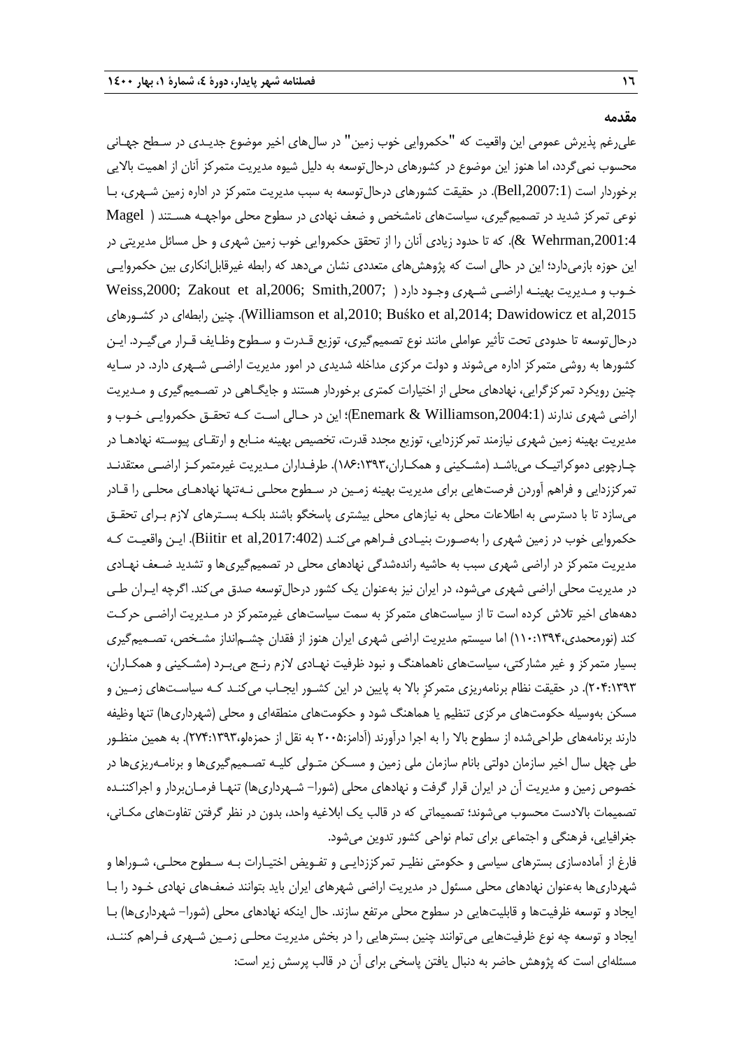## مقدمه

علی‌رغم پذیرش عمومی این واقعیت که "حکمروایی خوب زمین" در سال‌های اخیر موضوع جدیدی در سطح جهانی محسوب نمی‌گردد، اما هنوز این موضوع در کشورهای درحال‌توسعه به دلیل شیوه مدیریت متمرکز آنان از اهمیت بالایی برخوردار است (Bell,2007:1). در حقیقت کشورهای درحال‌توسعه به سبب مدیریت متمرکز در اداره زمین شهری، با نوعی تمرکز شدید در تصمیم‌گیری، سیاست‌های نامشخص و ضعف نهادی در سطوح محلی مواجهه هستند ( Magel & Wehrman,2001:4). که تا حدود زیادی آنان را از تحقق حکمروایی خوب زمین شهری و حل مسائل مدیریتی در این حوزه بازمی‌دارد؛ این در حالی است که پژوهش‌های متعددی نشان می‌دهد که رابطه غیرقابل‌انکاری بین حکمروایی خوب و مدیریت بهینه اراضی شهری وجود دارد ( Weiss,2000; Zakout et al,2006; Smith,2007; Williamson et al,2010; Buśko et al,2014; Dawidowicz et al,2015). چنین رابطه‌ای در کشورهای درحال‌توسعه تا حدودی تحت تأثیر عواملی مانند نوع تصمیم‌گیری، توزیع قدرت و سطوح وظایف قرار می‌گیرد. این کشورها به روشی متمرکز اداره می‌شوند و دولت مرکزی مداخله شدیدی در امور مدیریت اراضی شهری دارد. در سایه چنین رویکرد تمرکزگرایی، نهادهای محلی از اختیارات کمتری برخوردار هستند و جایگاهی در تصمیم‌گیری و مدیریت اراضی شهری ندارند (Enemark & Williamson,2004:1)؛ این در حالی است که تحقق حکمروایی خوب و مدیریت بهینه زمین شهری نیازمند تمرکززدایی، توزیع مجدد قدرت، تخصیص بهینه منابع و ارتقای پیوسته نهادها در چارچوبی دموکراتیک می‌باشد (مشکینی و همکاران،۱۳۹۳:۱۸۶). طرفداران مدیریت غیرمتمرکز اراضی معتقدند تمرکززدایی و فراهم آوردن فرصت‌هایی برای مدیریت بهینه زمین در سطوح محلی نه‌تنها نهادهای محلی را قادر می‌سازد تا با دسترسی به اطلاعات محلی به نیازهای محلی بیشتری پاسخگو باشند بلکه بسترهای لازم برای تحقق حکمروایی خوب در زمین شهری را به‌صورت بنیادی فراهم می‌کند (Biitir et al,2017:402). این واقعیت که مدیریت متمرکز در اراضی شهری سبب به حاشیه رانده‌شدگی نهادهای محلی در تصمیم‌گیری‌ها و تشدید ضعف نهادی در مدیریت محلی اراضی شهری می‌شود، در ایران نیز به‌عنوان یک کشور درحال‌توسعه صدق می‌کند. اگرچه ایران طی دهه‌های اخیر تلاش کرده است تا از سیاست‌های متمرکز به سمت سیاست‌های غیرمتمرکز در مدیریت اراضی حرکت کند (نورمحمدی،۱۳۹۴:۱۱۰) اما سیستم مدیریت اراضی شهری ایران هنوز از فقدان چشم‌انداز مشخص، تصمیم‌گیری بسیار متمرکز و غیر مشارکتی، سیاست‌های ناهماهنگ و نبود ظرفیت نهادی لازم رنج می‌برد (مشکینی و همکاران، ۱۳۹۳:۲۰۴). در حقیقت نظام برنامه‌ریزی متمرکزِ بالا به پایین در این کشور ایجاب می‌کند که سیاست‌های زمین و مسکن به‌وسیله حکومت‌های مرکزی تنظیم یا هماهنگ شود و حکومت‌های منطقه‌ای و محلی (شهرداری‌ها) تنها وظیفه دارند برنامه‌های طراحی‌شده از سطوح بالا را به اجرا درآورند (آدامز:۲۰۰۵ به نقل از حمزه‌لو،۱۳۹۳:۲۷۴). به همین منظور طی چهل سال اخیر سازمان دولتی بانام سازمان ملی زمین و مسکن متولی کلیه تصمیم‌گیری‌ها و برنامه‌ریزی‌ها در خصوص زمین و مدیریت آن در ایران قرار گرفت و نهادهای محلی (شورا- شهرداری‌ها) تنها فرمان‌بردار و اجراکننده تصمیمات بالادست محسوب می‌شوند؛ تصمیماتی که در قالب یک ابلاغیه واحد، بدون در نظر گرفتن تفاوت‌های مکانی، جغرافیایی، فرهنگی و اجتماعی برای تمام نواحی کشور تدوین می‌شود.

فارغ از آماده‌سازی بسترهای سیاسی و حکومتی نظیر تمرکززدایی و تفویض اختیارات به سطوح محلی، شوراها و شهرداری‌ها به‌عنوان نهادهای محلی مسئول در مدیریت اراضی شهرهای ایران باید بتوانند ضعف‌های نهادی خود را با ایجاد و توسعه ظرفیت‌ها و قابلیت‌هایی در سطوح محلی مرتفع سازند. حال اینکه نهادهای محلی (شورا- شهرداری‌ها) با ایجاد و توسعه چه نوع ظرفیت‌هایی می‌توانند چنین بسترهایی را در بخش مدیریت محلی زمین شهری فراهم کنند، مسئله‌ای است که پژوهش حاضر به دنبال یافتن پاسخی برای آن در قالب پرسش زیر است: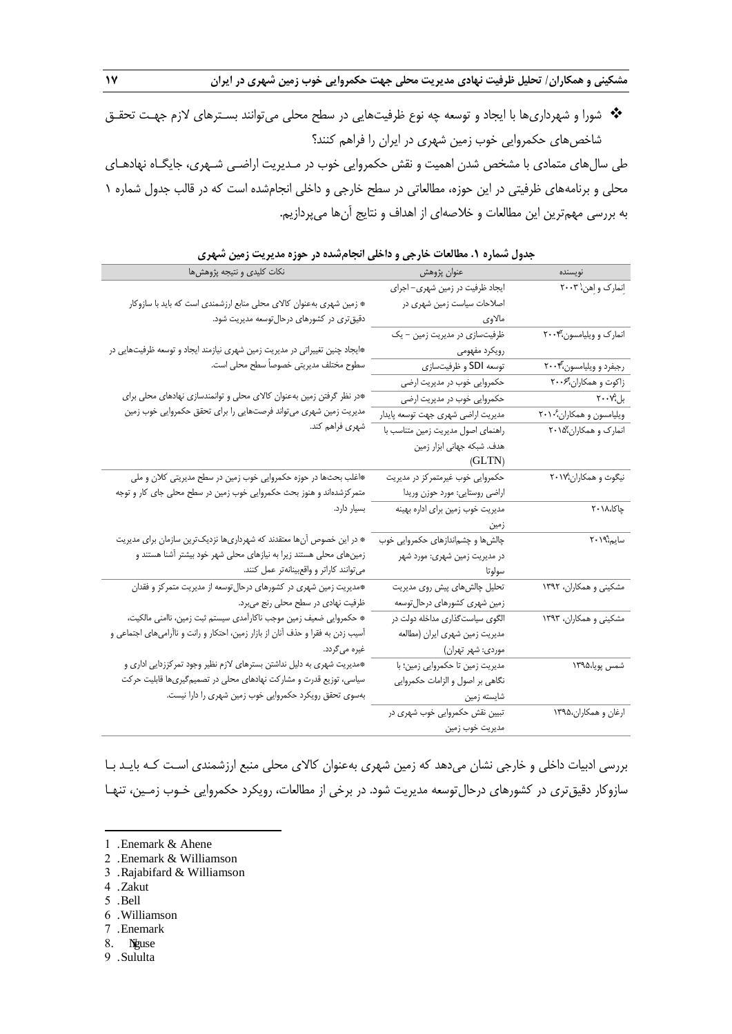❖ شورا و شهرداری‌ها با ایجاد و توسعه چه نوع ظرفیت‌هایی در سطح محلی می‌توانند بسترهای لازم جهت تحقق شاخص‌های حکمروایی خوب زمین شهری در ایران را فراهم کنند؟

طی سال‌های متمادی با مشخص شدن اهمیت و نقش حکمروایی خوب در مدیریت اراضی شهری، جایگاه نهادهای محلی و برنامه‌های ظرفیتی در این حوزه، مطالعاتی در سطح خارجی و داخلی انجام‌شده است که در قالب جدول شماره ۱ به بررسی مهم‌ترین این مطالعات و خلاصه‌ای از اهداف و نتایج آن‌ها می‌پردازیم.

**جدول شماره ۱. مطالعات خارجی و داخلی انجام‌شده در حوزه مدیریت زمین شهری**

| نویسنده | عنوان پژوهش | نکات کلیدی و نتیجه پژوهش‌ها |
|---|---|---|
| انمارک و اهن[1] ۲۰۰۳ | ایجاد ظرفیت در زمین شهری- اجرای اصلاحات سیاست زمین شهری در مالاوی | * زمین شهری به‌عنوان کالای محلی منابع ارزشمندی است که باید با سازوکار دقیق‌تری در کشورهای درحال‌توسعه مدیریت شود. |
| انمارک و ویلیامسون[2] ۲۰۰۴ | ظرفیت‌سازی در مدیریت زمین – یک رویکرد مفهومی | *ایجاد چنین تغییراتی در مدیریت زمین شهری نیازمند ایجاد و توسعه ظرفیت‌هایی در سطوح مختلف مدیریتی خصوصاً سطح محلی است. |
| رجبفرد و ویلیامسون[3] ۲۰۰۴ | توسعه SDI و ظرفیت‌سازی | |
| زاکوت و همکاران[4] ۲۰۰۶ | حکمروایی خوب در مدیریت ارضی | *در نظر گرفتن زمین به‌عنوان کالای محلی و توانمندسازی نهادهای محلی برای مدیریت زمین شهری می‌تواند فرصت‌هایی را برای تحقق حکمروایی خوب زمین شهری فراهم کند. |
| بل[5] ۲۰۰۷ | حکمروایی خوب در مدیریت ارضی | |
| ویلیامسون و همکاران[6] ۲۰۱۰ | مدیریت اراضی شهری جهت توسعه پایدار | |
| انمارک و همکاران[7] ۲۰۱۵ | راهنمای اصول مدیریت زمین متناسب با هدف. شبکه جهانی ابزار زمین (GLTN) | |
| نیگوث و همکاران[8] ۲۰۱۷ | حکمروایی خوب غیرمتمرکز در مدیریت اراضی روستایی: مورد حوزن وریدا | *اغلب بحث‌ها در حوزه حکمروایی خوب زمین در سطح مدیریتی کلان و ملی متمرکزشده‌اند و هنوز بحث حکمروایی خوب زمین در سطح محلی جای کار و توجه بسیار دارد. |
| چاکا۲۰۱۸ | مدیریت خوب زمین برای اداره بهینه زمین | |
| سایم[9] ۲۰۱۹ | چالش‌ها و چشم‌اندازهای حکمروایی خوب در مدیریت زمین شهری: مورد شهر سولوتا | * در این خصوص آن‌ها معتقدند که شهرداری‌ها نزدیک‌ترین سازمان برای مدیریت زمین‌های محلی هستند زیرا به نیازهای محلی شهر خود بیشتر آشنا هستند و می‌توانند کاراتر و واقع‌بینانه‌تر عمل کنند. |
| مشکینی و همکاران، ۱۳۹۲ | تحلیل چالش‌های پیش روی مدیریت زمین شهری کشورهای درحال‌توسعه | *مدیریت زمین شهری در کشورهای درحال‌توسعه از مدیریت متمرکز و فقدان ظرفیت نهادی در سطح محلی رنج می‌برد. |
| مشکینی و همکاران، ۱۳۹۳ | الگوی سیاست‌گذاری مداخله دولت در مدیریت زمین شهری ایران (مطالعه موردی: شهر تهران) | * حکمروایی ضعیف زمین موجب ناکارآمدی سیستم ثبت زمین، ناامنی مالکیت، آسیب زدن به فقرا و حذف آنان از بازار زمین، احتکار و رانت و ناآرامی‌های اجتماعی و غیره می‌گردد. |
| شمس پویا،۱۳۹۵ | مدیریت زمین تا حکمروایی زمین؛ با نگاهی بر اصول و الزامات حکمروایی شایسته زمین | *مدیریت شهری به دلیل نداشتن بسترهای لازم نظیر وجود تمرکززدایی اداری و سیاسی، توزیع قدرت و مشارکت نهادهای محلی در تصمیم‌گیری‌ها قابلیت حرکت به‌سوی تحقق رویکرد حکمروایی خوب زمین شهری را دارا نیست. |
| ارغان و همکاران،۱۳۹۵ | تبیین نقش حکمروایی خوب شهری در مدیریت خوب زمین | |

بررسی ادبیات داخلی و خارجی نشان می‌دهد که زمین شهری به‌عنوان کالای محلی منبع ارزشمندی است که باید با سازوکار دقیق‌تری در کشورهای درحال‌توسعه مدیریت شود. در برخی از مطالعات، رویکرد حکمروایی خوب زمین، تنها

---

1 .Enemark & Ahene
2 .Enemark & Williamson
3 .Rajabifard & Williamson
4 .Zakut
5 .Bell
6 .Williamson
7 .Enemark
8. Nguse
9 .Sululta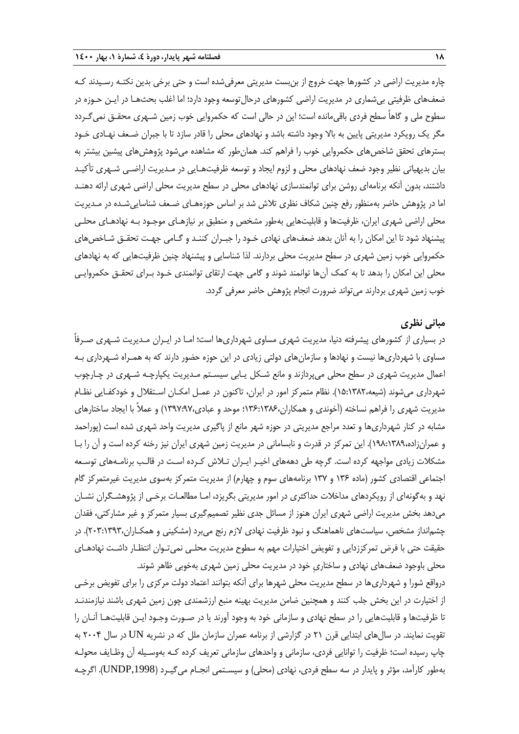چاره مدیریت اراضی در کشورها جهت خروج از بن‌بست مدیریتی معرفی‌شده است و حتی برخی بدین نکته رسیدند که ضعف‌های ظرفیتی بی‌شماری در مدیریت اراضی کشورهای درحال‌توسعه وجود دارد؛ اما اغلب بحث‌ها در این حوزه در سطوح ملی و گاهاً سطح فردی باقی‌مانده است؛ این در حالی است که حکمروایی خوب زمین شهری محقق نمی‌گردد مگر یک رویکرد مدیریتی پایین به بالا وجود داشته باشد و نهادهای محلی را قادر سازد تا با جبران ضعف نهادی خود بسترهای تحقق شاخص‌های حکمروایی خوب را فراهم کند. همان‌طور که مشاهده می‌شود پژوهش‌های پیشین بیشتر به بیان بدیهیاتی نظیر وجود ضعف نهادهای محلی و لزوم ایجاد و توسعه ظرفیت‌هایی در مدیریت اراضی شهری تأکید داشتند، بدون آنکه برنامه‌ای روشن برای توانمندسازی نهادهای محلی در سطح مدیریت محلی اراضی شهری ارائه دهند اما در پژوهش حاضر به‌منظور رفع چنین شکاف نظری تلاش شد بر اساس حوزه‌های ضعف شناسایی‌شده در مدیریت محلی اراضی شهری ایران، ظرفیت‌ها و قابلیت‌هایی به‌طور مشخص و منطبق بر نیازهای موجود به نهادهای محلی پیشنهاد شود تا این امکان را به آنان بدهد ضعف‌های نهادی خود را جبران کنند و گامی جهت تحقق شاخص‌های حکمروایی خوب زمین شهری در سطح مدیریت محلی بردارند. لذا شناسایی و پیشنهاد چنین ظرفیت‌هایی که به نهادهای محلی این امکان را بدهد تا به کمک آن‌ها توانمند شوند و گامی جهت ارتقای توانمندی خود برای تحقق حکمروایی خوب زمین شهری بردارند می‌تواند ضرورت انجام پژوهش حاضر معرفی گردد.

## مبانی نظری

در بسیاری از کشورهای پیشرفته دنیا، مدیریت شهری مساوی شهرداری‌ها است؛ اما در ایران مدیریت شهری صرفاً مساوی با شهرداری‌ها نیست و نهادها و سازمان‌های دولتی زیادی در این حوزه حضور دارند که به همراه شهرداری به اعمال مدیریت شهری در سطح محلی می‌پردازند و مانع شکل یابی سیستم مدیریت یکپارچه شهری در چارچوب شهرداری می‌شوند (شیعه،۱۳۸۲:۱۵). نظام متمرکز امور در ایران، تاکنون در عمل امکان استقلال و خودکفایی نظام مدیریت شهری را فراهم نساخته (آخوندی و همکاران،۱۳۸۶:۱۳۶؛ موحد و عبادی،۱۳۹۷:۹۷) و عملاً با ایجاد ساختارهای مشابه در کنار شهرداری‌ها و تعدد مراجع مدیریتی در حوزه شهر مانع از پاگیری مدیریت واحد شهری شده است (پوراحمد و عمران‌زاده،۱۳۸۹:۱۹۸). این تمرکز در قدرت و نابسامانی در مدیریت زمین شهری ایران نیز رخنه کرده است و آن را با مشکلات زیادی مواجهه کرده است. گرچه طی دهه‌های اخیر ایران تلاش کرده است در قالب برنامه‌های توسعه اجتماعی اقتصادی کشور (ماده ۱۳۶ و ۱۳۷ برنامه‌های سوم و چهارم) از مدیریت متمرکز به‌سوی مدیریت غیرمتمرکز گام نهد و به‌گونه‌ای از رویکردهای مداخلات حداکثری در امور مدیریتی بگریزد، اما مطالعات برخی از پژوهشگران نشان می‌دهد بخش مدیریت اراضی شهری ایران هنوز از مسائل جدی نظیر تصمیم‌گیری بسیار متمرکز و غیر مشارکتی، فقدان چشم‌انداز مشخص، سیاست‌های ناهماهنگ و نبود ظرفیت نهادی لازم رنج می‌برد (مشکینی و همکاران،۱۳۹۳:۲۰۳). در حقیقت حتی با فرض تمرکززدایی و تفویض اختیارات مهم به سطوح مدیریت محلی نمی‌توان انتظار داشت نهادهای محلی باوجود ضعف‌های نهادی و ساختاریِ خود در مدیریت محلی زمین شهری به‌خوبی ظاهر شوند.

درواقع شورا و شهرداری‌ها در سطح مدیریت محلی شهرها برای آنکه بتوانند اعتماد دولت مرکزی را برای تفویض برخی از اختیارات در این بخش جلب کنند و همچنین ضامن مدیریت بهینه منبع ارزشمندی چون زمین شهری باشند نیازمندند تا ظرفیت‌ها و قابلیت‌هایی را در سطح نهادی و سازمانی خود به وجود آورند یا در صورت وجود این قابلیت‌ها آنان را تقویت نمایند. در سال‌های ابتدایی قرن ۲۱ در گزارشی از برنامه عمران سازمان ملل که در نشریه UN در سال ۲۰۰۴ به چاپ رسیده است؛ ظرفیت را توانایی فردی، سازمانی و واحدهای سازمانی تعریف کرده که به‌وسیله آن وظایف محوله به‌طور کارآمد، مؤثر و پایدار در سه سطح فردی، نهادی (محلی) و سیستمی انجام می‌گیرد (UNDP,1998). اگرچه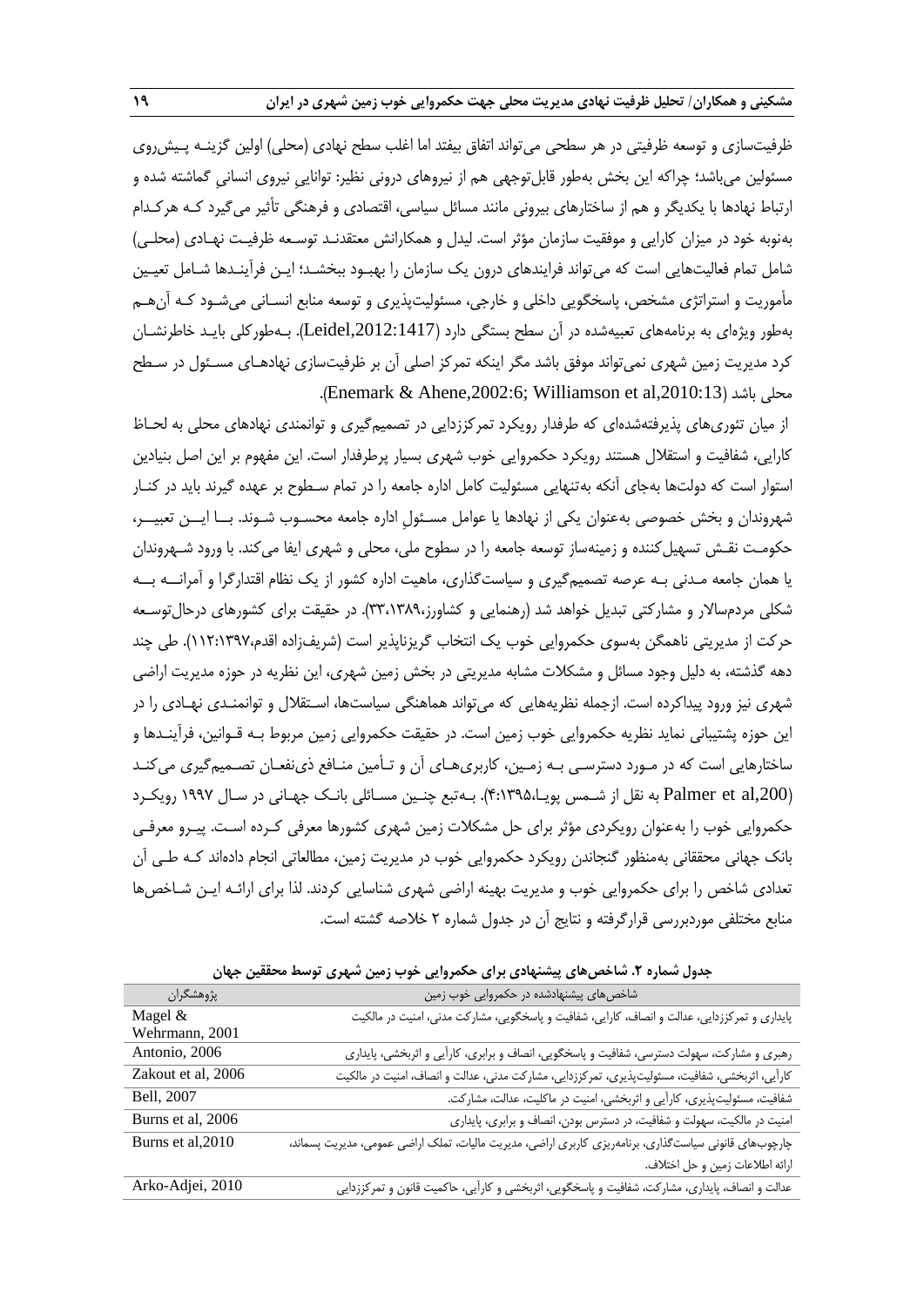ظرفیت‌سازی و توسعه ظرفیتی در هر سطحی می‌تواند اتفاق بیفتد اما اغلب سطح نهادی (محلی) اولین گزینه پیش‌روی مسئولین می‌باشد؛ چراکه این بخش به‌طور قابل‌توجهی هم از نیروهای درونی نظیر: توانایی نیروی انسانی گماشته شده و ارتباط نهادها با یکدیگر و هم از ساختارهای بیرونی مانند مسائل سیاسی، اقتصادی و فرهنگی تأثیر می‌گیرد که هرکدام به‌نوبه خود در میزان کارایی و موفقیت سازمان مؤثر است. لیدل و همکارانش معتقدند توسعه ظرفیت نهادی (محلی) شامل تمام فعالیت‌هایی است که می‌تواند فرایندهای درون یک سازمان را بهبود ببخشد؛ این فرآیندها شامل تعیین مأموریت و استراتژی مشخص، پاسخگویی داخلی و خارجی، مسئولیت‌پذیری و توسعه منابع انسانی می‌شود که آن‌هم به‌طور ویژه‌ای به برنامه‌های تعبیه‌شده در آن سطح بستگی دارد (Leidel,2012:1417). به‌طورکلی باید خاطرنشان کرد مدیریت زمین شهری نمی‌تواند موفق باشد مگر اینکه تمرکز اصلی آن بر ظرفیت‌سازی نهادهای مسئول در سطح محلی باشد (Enemark & Ahene,2002:6; Williamson et al,2010:13).

از میان تئوری‌های پذیرفته‌شده‌ای که طرفدار رویکرد تمرکززدایی در تصمیم‌گیری و توانمندی نهادهای محلی به لحاظ کارایی، شفافیت و استقلال هستند رویکرد حکمروایی خوب شهری بسیار پرطرفدار است. این مفهوم بر این اصل بنیادین استوار است که دولت‌ها به‌جای آنکه به‌تنهایی مسئولیت کامل اداره جامعه را در تمام سطوح بر عهده گیرند باید در کنار شهروندان و بخش خصوصی به‌عنوان یکی از نهادها یا عوامل مسئول اداره جامعه محسوب شوند. با این تعبیر، حکومت نقش تسهیل‌کننده و زمینه‌ساز توسعه جامعه را در سطوح ملی، محلی و شهری ایفا می‌کند. با ورود شهروندان یا همان جامعه مدنی به عرصه تصمیم‌گیری و سیاست‌گذاری، ماهیت اداره کشور از یک نظام اقتدارگرا و آمرانه به شکلی مردم‌سالار و مشارکتی تبدیل خواهد شد (رهنمایی و کشاورز،۱۳۸۹:۳۳). در حقیقت برای کشورهای درحال‌توسعه حرکت از مدیریتی ناهمگن به‌سوی حکمروایی خوب یک انتخاب گریزناپذیر است (شریف‌زاده اقدم،۱۳۹۷:۱۱۲). طی چند دهه گذشته، به دلیل وجود مسائل و مشکلات مدیریتی مشابه در بخش زمین شهری، این نظریه در حوزه مدیریت اراضی شهری نیز ورود پیداکرده است. ازجمله نظریه‌هایی که می‌تواند هماهنگی سیاست‌ها، استقلال و توانمندی نهادی را در این حوزه پشتیبانی نماید نظریه حکمروایی خوب زمین است. در حقیقت حکمروایی زمین مربوط به قوانین، فرآیندها و ساختارهایی است که در مورد دسترسی به زمین، کاربری‌های آن و تأمین منافع ذی‌نفعان تصمیم‌گیری می‌کند (Palmer et al,200 به نقل از شمس پویا،۱۳۹۵:۴). به‌تبع چنین مسائلی بانک جهانی در سال ۱۹۹۷ رویکرد حکمروایی خوب را به‌عنوان رویکردی مؤثر برای حل مشکلات زمین شهری کشورها معرفی کرده است. پیرو معرفی بانک جهانی محققانی به‌منظور گنجاندن رویکرد حکمروایی خوب در مدیریت زمین، مطالعاتی انجام داده‌اند که طی آن تعدادی شاخص را برای حکمروایی خوب و مدیریت بهینه اراضی شهری شناسایی کردند. لذا برای ارائه این شاخص‌ها منابع مختلفی موردبررسی قرارگرفته و نتایج آن در جدول شماره ۲ خلاصه گشته است.

**جدول شماره ۲. شاخص‌های پیشنهادی برای حکمروایی خوب زمین شهری توسط محققین جهان**

| پژوهشگران | شاخص‌های پیشنهادشده در حکمروایی خوب زمین |
|---|---|
| Magel & Wehrmann, 2001 | پایداری و تمرکززدایی، عدالت و انصاف، کارایی، شفافیت و پاسخگویی، مشارکت مدنی، امنیت در مالکیت |
| Antonio, 2006 | رهبری و مشارکت، سهولت دسترسی، شفافیت و پاسخگویی، انصاف و برابری، کارآیی و اثربخشی، پایداری |
| Zakout et al, 2006 | کارآیی، اثربخشی، شفافیت، مسئولیت‌پذیری، تمرکززدایی، مشارکت مدنی، عدالت و انصاف، امنیت در مالکیت |
| Bell, 2007 | شفافیت، مسئولیت‌پذیری، کارآیی و اثربخشی، امنیت در ماکلیت، عدالت، مشارکت. |
| Burns et al, 2006 | امنیت در مالکیت، سهولت و شفافیت، در دسترس بودن، انصاف و برابری، پایداری |
| Burns et al,2010 | چارچوب‌های قانونی سیاست‌گذاری، برنامه‌ریزی کاربری اراضی، مدیریت مالیات، تملک اراضی عمومی، مدیریت پسماند، ارائه اطلاعات زمین و حل اختلاف. |
| Arko-Adjei, 2010 | عدالت و انصاف، پایداری، مشارکت، شفافیت و پاسخگویی، اثربخشی و کارآیی، حاکمیت قانون و تمرکززدایی |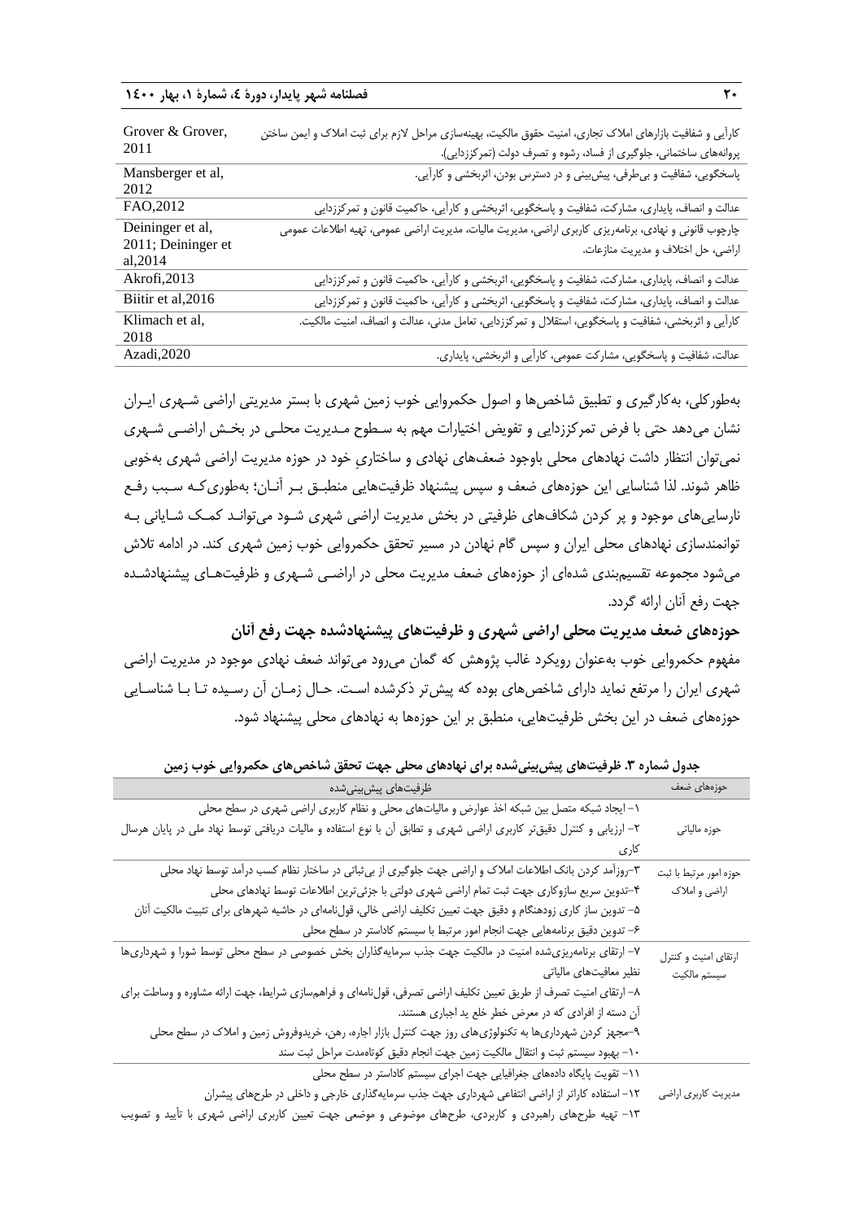| | |
|---|---|
| Grover & Grover, 2011 | کارآیی و شفافیت بازارهای املاک تجاری، امنیت حقوق مالکیت، بهینه‌سازی مراحل لازم برای ثبت املاک و ایمن ساختن پروانه‌های ساختمانی، جلوگیری از فساد، رشوه و تصرف دولت (تمرکززدایی). |
| Mansberger et al, 2012 | پاسخگویی، شفافیت و بی‌طرفی، پیش‌بینی و در دسترس بودن، اثربخشی و کارآیی. |
| FAO,2012 | عدالت و انصاف، پایداری، مشارکت، شفافیت و پاسخگویی، اثربخشی و کارآیی، حاکمیت قانون و تمرکززدایی |
| Deininger et al, 2011; Deininger et al,2014 | چارچوب قانونی و نهادی، برنامه‌ریزی کاربری اراضی، مدیریت مالیات، مدیریت اراضی عمومی، تهیه اطلاعات عمومی اراضی، حل اختلاف و مدیریت منازعات. |
| Akrofi,2013 | عدالت و انصاف، پایداری، مشارکت، شفافیت و پاسخگویی، اثربخشی و کارآیی، حاکمیت قانون و تمرکززدایی |
| Biitir et al,2016 | عدالت و انصاف، پایداری، مشارکت، شفافیت و پاسخگویی، اثربخشی و کارآیی، حاکمیت قانون و تمرکززدایی |
| Klimach et al, 2018 | کارآیی و اثربخشی، شفافیت و پاسخگویی، استقلال و تمرکززدایی، تعامل مدنی، عدالت و انصاف، امنیت مالکیت. |
| Azadi,2020 | عدالت، شفافیت و پاسخگویی، مشارکت عمومی، کارآیی و اثربخشی، پایداری. |

به‌طورکلی، به‌کارگیری و تطبیق شاخص‌ها و اصول حکمروایی خوب زمین شهری با بستر مدیریتی اراضی شهری ایران نشان می‌دهد حتی با فرض تمرکززدایی و تفویض اختیارات مهم به سطوح مدیریت محلی در بخش اراضی شهری نمی‌توان انتظار داشت نهادهای محلی باوجود ضعف‌های نهادی و ساختاریِ خود در حوزه مدیریت اراضی شهری به‌خوبی ظاهر شوند. لذا شناسایی این حوزه‌های ضعف و سپس پیشنهاد ظرفیت‌هایی منطبق بر آنان؛ به‌طوری‌که سبب رفع نارسایی‌های موجود و پر کردن شکاف‌های ظرفیتی در بخش مدیریت اراضی شهری شود می‌تواند کمک شایانی به توانمندسازی نهادهای محلی ایران و سپس گام نهادن در مسیر تحقق حکمروایی خوب زمین شهری کند. در ادامه تلاش می‌شود مجموعه تقسیم‌بندی شده‌ای از حوزه‌های ضعف مدیریت محلی در اراضی شهری و ظرفیت‌های پیشنهادشده جهت رفع آنان ارائه گردد.

## حوزه‌های ضعف مدیریت محلی اراضی شهری و ظرفیت‌های پیشنهادشده جهت رفع آنان

مفهوم حکمروایی خوب به‌عنوان رویکرد غالب پژوهش که گمان می‌رود می‌تواند ضعف نهادی موجود در مدیریت اراضی شهری ایران را مرتفع نماید دارای شاخص‌های بوده که پیش‌تر ذکرشده است. حال زمان آن رسیده تا با شناسایی حوزه‌های ضعف در این بخش ظرفیت‌هایی، منطبق بر این حوزه‌ها به نهادهای محلی پیشنهاد شود.

**جدول شماره ۳. ظرفیت‌های پیش‌بینی‌شده برای نهادهای محلی جهت تحقق شاخص‌های حکمروایی خوب زمین**

| حوزه‌های ضعف | ظرفیت‌های پیش‌بینی‌شده |
|---|---|
| حوزه مالیاتی | ۱- ایجاد شبکه متصل بین شبکه اخذ عوارض و مالیات‌های محلی و نظام کاربری اراضی شهری در سطح محلی<br>۲- ارزیابی و کنترل دقیق‌تر کاربری اراضی شهری و تطابق آن با نوع استفاده و مالیات دریافتی توسط نهاد ملی در پایان هرسال کاری |
| حوزه امور مرتبط با ثبت اراضی و املاک | ۳-روزآمد کردن بانک اطلاعات املاک و اراضی جهت جلوگیری از بی‌ثباتی در ساختار نظام کسب درآمد توسط نهاد محلی<br>۴-تدوین سریع سازوکاری جهت ثبت تمام اراضی شهری دولتی با جزئی‌ترین اطلاعات توسط نهادهای محلی<br>۵- تدوین ساز کاری زودهنگام و دقیق جهت تعیین تکلیف اراضی خالی، قول‌نامه‌ای در حاشیه شهرهای برای تثبیت مالکیت آنان<br>۶- تدوین دقیق برنامه‌هایی جهت انجام امور مرتبط با سیستم کاداستر در سطح محلی |
| ارتقای امنیت و کنترل سیستم مالکیت | ۷- ارتقای برنامه‌ریزی‌شده امنیت در مالکیت جهت جذب سرمایه‌گذاران بخش خصوصی در سطح محلی توسط شورا و شهرداری‌ها نظیر معافیت‌های مالیاتی<br>۸- ارتقای امنیت تصرف از طریق تعیین تکلیف اراضی تصرفی، قول‌نامه‌ای و فراهم‌سازی شرایط، جهت ارائه مشاوره و وساطت برای آن دسته از افرادی که در معرض خطر خلع ید اجباری هستند.<br>۹-مجهز کردن شهرداری‌ها به تکنولوژی‌های روز جهت کنترل بازار اجاره، رهن، خریدوفروش زمین و املاک در سطح محلی<br>۱۰- بهبود سیستم ثبت و انتقال مالکیت زمین جهت انجام دقیق کوتاه‌مدت مراحل ثبت سند |
| مدیریت کاربری اراضی | ۱۱- تقویت پایگاه داده‌های جغرافیایی جهت اجرای سیستم کاداستر در سطح محلی<br>۱۲- استفاده کاراتر از اراضی انتفاعی شهرداری جهت جذب سرمایه‌گذاری خارجی و داخلی در طرح‌های پیشران<br>۱۳- تهیه طرح‌های راهبردی و کاربردی، طرح‌های موضوعی و موضعی جهت تعیین کاربری اراضی شهری با تأیید و تصویب |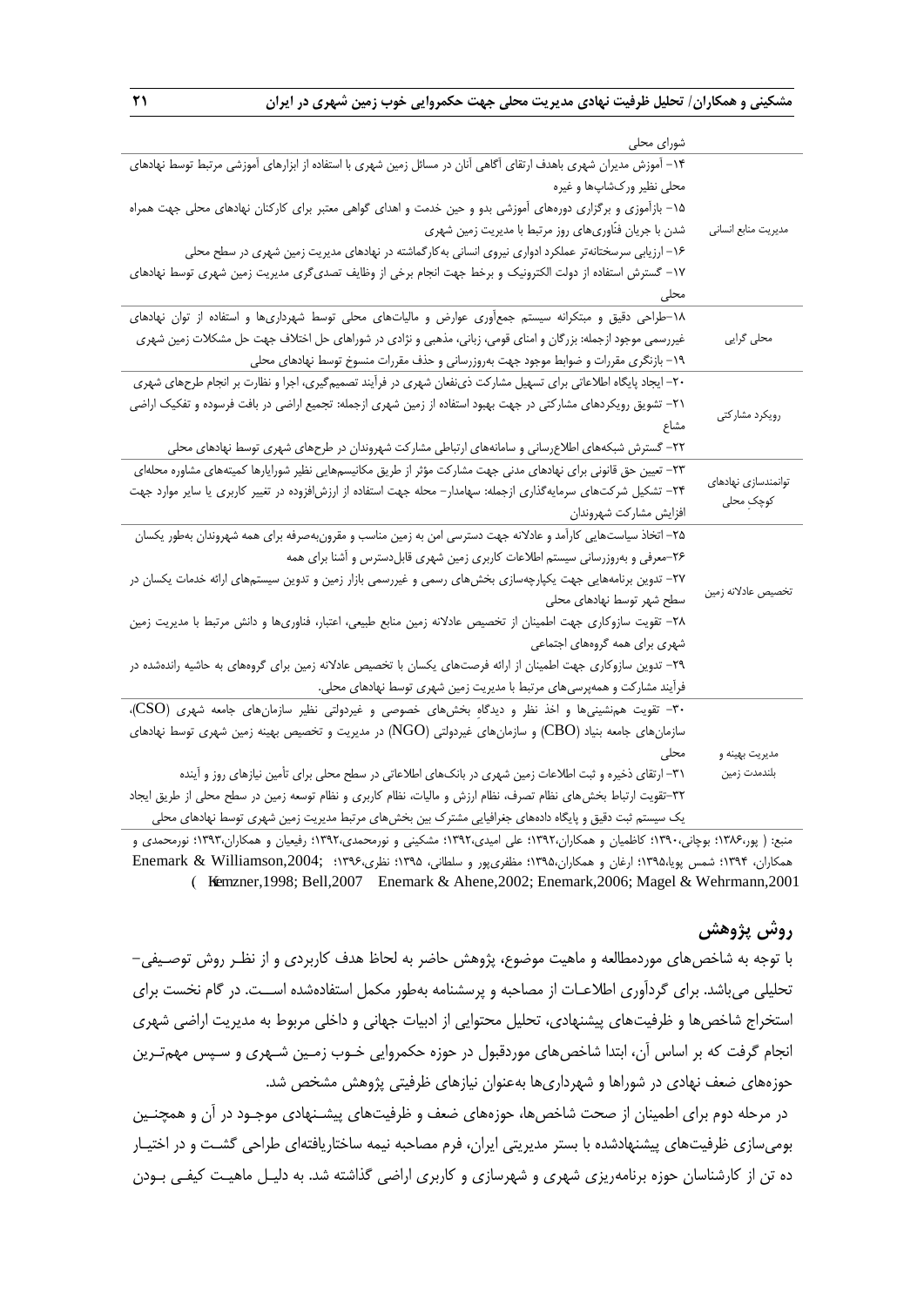| | |
|---|---|
| | شورای محلی |
| مدیریت منابع انسانی | ۱۴- آموزش مدیران شهری باهدف ارتقای آگاهی آنان در مسائل زمین شهری با استفاده از ابزارهای آموزشی مرتبط توسط نهادهای محلی نظیر ورک‌شاپ‌ها و غیره<br>۱۵- بازآموزی و برگزاری دوره‌های آموزشی بدو و حین خدمت و اهدای گواهی معتبر برای کارکنان نهادهای محلی جهت همراه شدن با جریان فنّاوری‌های روز مرتبط با مدیریت زمین شهری<br>۱۶- ارزیابی سرسختانه‌تر عملکرد ادواری نیروی انسانی به‌کارگماشته در نهادهای مدیریت زمین شهری در سطح محلی<br>۱۷- گسترش استفاده از دولت الکترونیک و برخط جهت انجام برخی از وظایف تصدی‌گری مدیریت زمین شهری توسط نهادهای محلی |
| محلی گرایی | ۱۸-طراحی دقیق و مبتکرانه سیستم جمع‌آوری عوارض و مالیات‌های محلی توسط شهرداری‌ها و استفاده از توان نهادهای غیررسمی موجود ازجمله: بزرگان و امنای قومی، زبانی، مذهبی و نژادی در شوراهای حل اختلاف جهت حل مشکلات زمین شهری<br>۱۹- بازنگری مقررات و ضوابط موجود جهت به‌روزرسانی و حذف مقررات منسوخ توسط نهادهای محلی |
| رویکرد مشارکتی | ۲۰- ایجاد پایگاه اطلاعاتی برای تسهیل مشارکت ذی‌نفعان شهری در فرآیند تصمیم‌گیری، اجرا و نظارت بر انجام طرح‌های شهری<br>۲۱- تشویق رویکردهای مشارکتی در جهت بهبود استفاده از زمین شهری ازجمله: تجمیع اراضی در بافت فرسوده و تفکیک اراضی مشاع<br>۲۲- گسترش شبکه‌های اطلاع‌رسانی و سامانه‌های ارتباطی مشارکت شهروندان در طرح‌های شهری توسط نهادهای محلی |
| توانمندسازی نهادهای کوچکِ محلی | ۲۳- تعیین حق قانونی برای نهادهای مدنی جهت مشارکت مؤثر از طریق مکانیسم‌هایی نظیر شورایارها کمیته‌های مشاوره محله‌ای<br>۲۴- تشکیل شرکت‌های سرمایه‌گذاری ازجمله: سهامدار- محله جهت استفاده از ارزش‌افزوده در تغییر کاربری یا سایر موارد جهت افزایش مشارکت شهروندان |
| تخصیص عادلانه زمین | ۲۵- اتخاذ سیاست‌هایی کارآمد و عادلانه جهت دسترسی امن به زمین مناسب و مقرون‌به‌صرفه برای همه شهروندان به‌طور یکسان<br>۲۶-معرفی و به‌روزرسانی سیستم اطلاعات کاربری زمین شهری قابل‌دسترس و آشنا برای همه<br>۲۷- تدوین برنامه‌هایی جهت یکپارچه‌سازی بخش‌های رسمی و غیررسمی بازار زمین و تدوین سیستم‌های ارائه خدمات یکسان در سطح شهر توسط نهادهای محلی<br>۲۸- تقویت سازوکاری جهت اطمینان از تخصیص عادلانه زمین منابع طبیعی، اعتبار، فناوری‌ها و دانش مرتبط با مدیریت زمین شهری برای همه گروه‌های اجتماعی<br>۲۹- تدوین سازوکاری جهت اطمینان از ارائه فرصت‌های یکسان با تخصیص عادلانه زمین برای گروه‌های به حاشیه رانده‌شده در فرآیند مشارکت و همه‌پرسی‌های مرتبط با مدیریت زمین شهری توسط نهادهای محلی. |
| مدیریت بهینه و بلندمدت زمین | ۳۰- تقویت هم‌نشینی‌ها و اخذ نظر و دیدگاه بخش‌های خصوصی و غیردولتی نظیر سازمان‌های جامعه شهری (CSO)، سازمان‌های جامعه بنیاد (CBO) و سازمان‌های غیردولتی (NGO) در مدیریت و تخصیص بهینه زمین شهری توسط نهادهای محلی<br>۳۱- ارتقای ذخیره و ثبت اطلاعات زمین شهری در بانک‌های اطلاعاتی در سطح محلی برای تأمین نیازهای روز و آینده<br>۳۲-تقویت ارتباط بخش‌های نظام تصرف، نظام ارزش و مالیات، نظام کاربری و نظام توسعه زمین در سطح محلی از طریق ایجاد یک سیستم ثبت دقیق و پایگاه داده‌های جغرافیایی مشترک بین بخش‌های مرتبط مدیریت زمین شهری توسط نهادهای محلی |

منبع: ( پور،۱۳۸۶؛ بوچانی،۱۳۹۰؛ کاظمیان و همکاران،۱۳۹۲؛ علی امیدی،۱۳۹۲؛ مشکینی و نورمحمدی،۱۳۹۲؛ رفیعیان و همکاران،۱۳۹۳؛ نورمحمدی و همکاران، ۱۳۹۴؛ شمس پویا،۱۳۹۵؛ ارغان و همکاران،۱۳۹۵؛ مظفری‌پور و سلطانی، ۱۳۹۵؛ نظری،۱۳۹۶؛ Enemark & Williamson,2004; Kemzner,1998; Bell,2007 Enemark & Ahene,2002; Enemark,2006; Magel & Wehrmann,2001 )

## روش پژوهش

با توجه به شاخص‌های موردمطالعه و ماهیت موضوع، پژوهش حاضر به لحاظ هدف کاربردی و از نظر روش توصیفی- تحلیلی می‌باشد. برای گردآوری اطلاعات از مصاحبه و پرسشنامه به‌طور مکمل استفاده‌شده است. در گام نخست برای استخراج شاخص‌ها و ظرفیت‌های پیشنهادی، تحلیل محتوایی از ادبیات جهانی و داخلی مربوط به مدیریت اراضی شهری انجام گرفت که بر اساس آن، ابتدا شاخص‌های موردقبول در حوزه حکمروایی خوب زمین شهری و سپس مهم‌ترین حوزه‌های ضعف نهادی در شوراها و شهرداری‌ها به‌عنوان نیازهای ظرفیتی پژوهش مشخص شد.

در مرحله دوم برای اطمینان از صحت شاخص‌ها، حوزه‌های ضعف و ظرفیت‌های پیشنهادی موجود در آن و همچنین بومی‌سازی ظرفیت‌های پیشنهادشده با بستر مدیریتی ایران، فرم مصاحبه نیمه ساختاریافته‌ای طراحی گشت و در اختیار ده تن از کارشناسان حوزه برنامه‌ریزی شهری و شهرسازی و کاربری اراضی گذاشته شد. به دلیل ماهیت کیفی بودن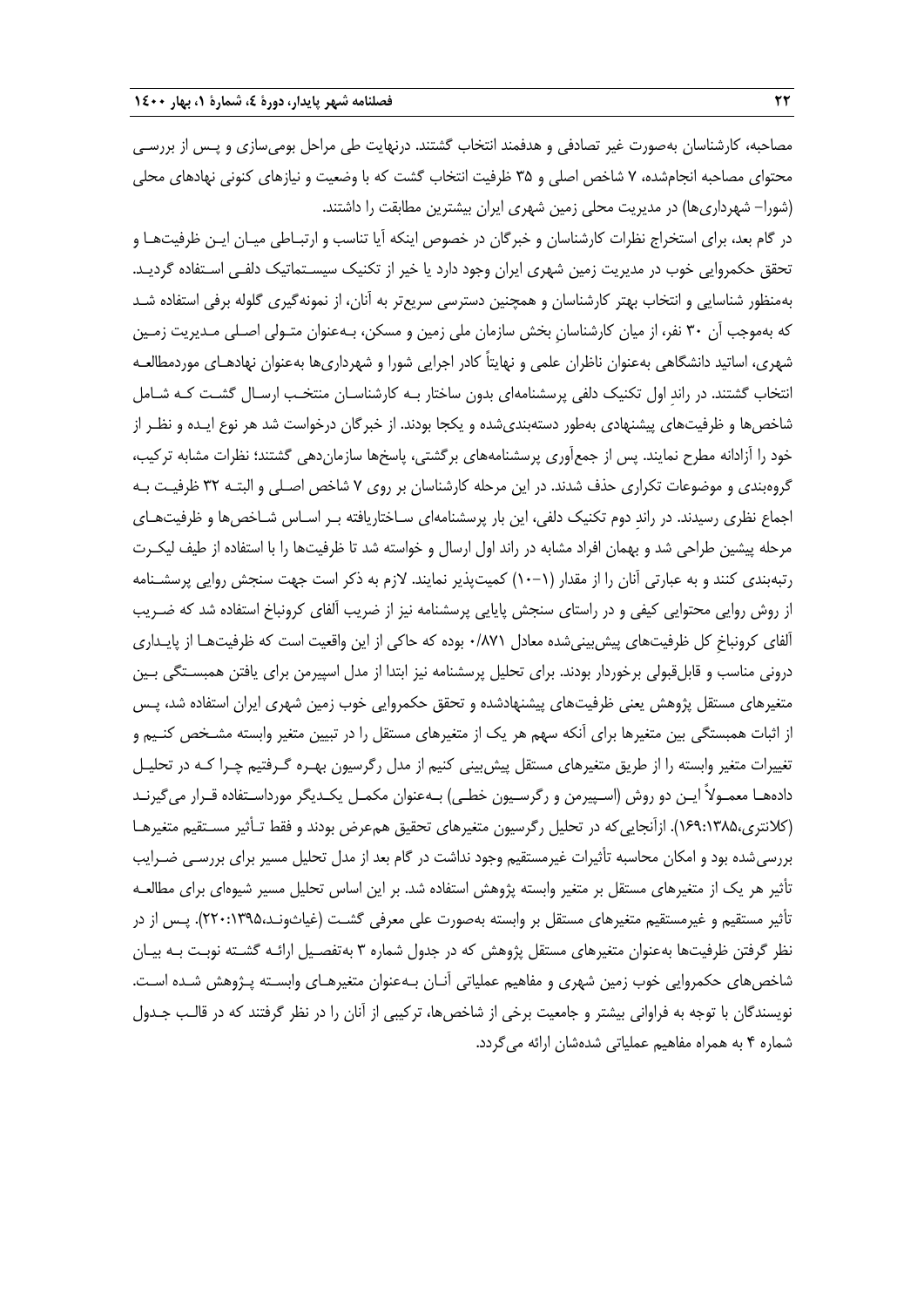مصاحبه، کارشناسان به‌صورت غیر تصادفی و هدفمند انتخاب گشتند. درنهایت طی مراحل بومی‌سازی و پس از بررسی محتوای مصاحبه انجام‌شده، ۷ شاخص اصلی و ۳۵ ظرفیت انتخاب گشت که با وضعیت و نیازهای کنونی نهادهای محلی (شورا- شهرداری‌ها) در مدیریت محلی زمین شهری ایران بیشترین مطابقت را داشتند.

در گام بعد، برای استخراج نظرات کارشناسان و خبرگان در خصوص اینکه آیا تناسب و ارتباطی میان این ظرفیت‌ها و تحقق حکمروایی خوب در مدیریت زمین شهری ایران وجود دارد یا خیر از تکنیک سیستماتیک دلفی استفاده گردید. به‌منظور شناسایی و انتخاب بهتر کارشناسان و همچنین دسترسی سریع‌تر به آنان، از نمونه‌گیری گلوله برفی استفاده شد که به‌موجب آن ۳۰ نفر، از میان کارشناسانِ بخش سازمان ملی زمین و مسکن، به‌عنوان متولی اصلی مدیریت زمین شهری، اساتید دانشگاهی به‌عنوان ناظران علمی و نهایتاً کادر اجرایی شورا و شهرداری‌ها به‌عنوان نهادهای موردمطالعه انتخاب گشتند. در رانِد اول تکنیک دلفی پرسشنامه‌ای بدون ساختار به کارشناسان منتخب ارسال گشت که شامل شاخص‌ها و ظرفیت‌های پیشنهادی به‌طور دسته‌بندی‌شده و یکجا بودند. از خبرگان درخواست شد هر نوع ایده و نظر از خود را آزادانه مطرح نمایند. پس از جمع‌آوری پرسشنامه‌های برگشتی، پاسخ‌ها سازمان‌دهی گشتند؛ نظرات مشابه ترکیب، گروه‌بندی و موضوعات تکراری حذف شدند. در این مرحله کارشناسان بر روی ۷ شاخص اصلی و البته ۳۲ ظرفیت به اجماع نظری رسیدند. در رانِد دوم تکنیک دلفی، این بار پرسشنامه‌ای ساختاریافته بر اساس شاخص‌ها و ظرفیت‌های مرحله پیشین طراحی شد و بهمان افراد مشابه در راند اول ارسال و خواسته شد تا ظرفیت‌ها را با استفاده از طیف لیکرت رتبه‌بندی کنند و به عبارتی آنان را از مقدار (۱-۱۰) کمیت‌پذیر نمایند. لازم به ذکر است جهت سنجش روایی پرسشنامه از روش روایی محتوایی کیفی و در راستای سنجش پایایی پرسشنامه نیز از ضریب آلفای کرونباخ استفاده شد که ضریب آلفای کرونباخِ کل ظرفیت‌های پیش‌بینی‌شده معادل ۰/۸۷۱ بوده که حاکی از این واقعیت است که ظرفیت‌ها از پایداری درونی مناسب و قابل‌قبولی برخوردار بودند. برای تحلیل پرسشنامه نیز ابتدا از مدل اسپیرمن برای یافتن همبستگی بین متغیرهای مستقل پژوهش یعنی ظرفیت‌های پیشنهادشده و تحقق حکمروایی خوب زمین شهری ایران استفاده شد، پس از اثبات همبستگی بین متغیرها برای آنکه سهم هر یک از متغیرهای مستقل را در تبیین متغیر وابسته مشخص کنیم و تغییرات متغیر وابسته را از طریق متغیرهای مستقل پیش‌بینی کنیم از مدل رگرسیون بهره گرفتیم چرا که در تحلیل داده‌ها معمولاً این دو روش (اسپیرمن و رگرسیون خطی) به‌عنوان مکمل یکدیگر مورداستفاده قرار می‌گیرند (کلانتری،۱۳۸۵:۱۶۹). ازآنجایی‌که در تحلیل رگرسیون متغیرهای تحقیق هم‌عرض بودند و فقط تأثیر مستقیم متغیرها بررسی‌شده بود و امکان محاسبه تأثیرات غیرمستقیم وجود نداشت در گام بعد از مدل تحلیل مسیر برای بررسی ضرایب تأثیر هر یک از متغیرهای مستقل بر متغیر وابسته پژوهش استفاده شد. بر این اساس تحلیل مسیر شیوه‌ای برای مطالعه تأثیر مستقیم و غیرمستقیم متغیرهای مستقل بر وابسته به‌صورت علی معرفی گشت (غیاثوند،۱۳۹۵:۲۲۰). پس از در نظر گرفتن ظرفیت‌ها به‌عنوان متغیرهای مستقل پژوهش که در جدول شماره ۳ به‌تفصیل ارائه گشته نوبت به بیان شاخص‌های حکمروایی خوب زمین شهری و مفاهیم عملیاتی آنان به‌عنوان متغیرهای وابسته پژوهش شده است. نویسندگان با توجه به فراوانی بیشتر و جامعیت برخی از شاخص‌ها، ترکیبی از آنان را در نظر گرفتند که در قالب جدول شماره ۴ به همراه مفاهیم عملیاتی شده‌شان ارائه می‌گردد.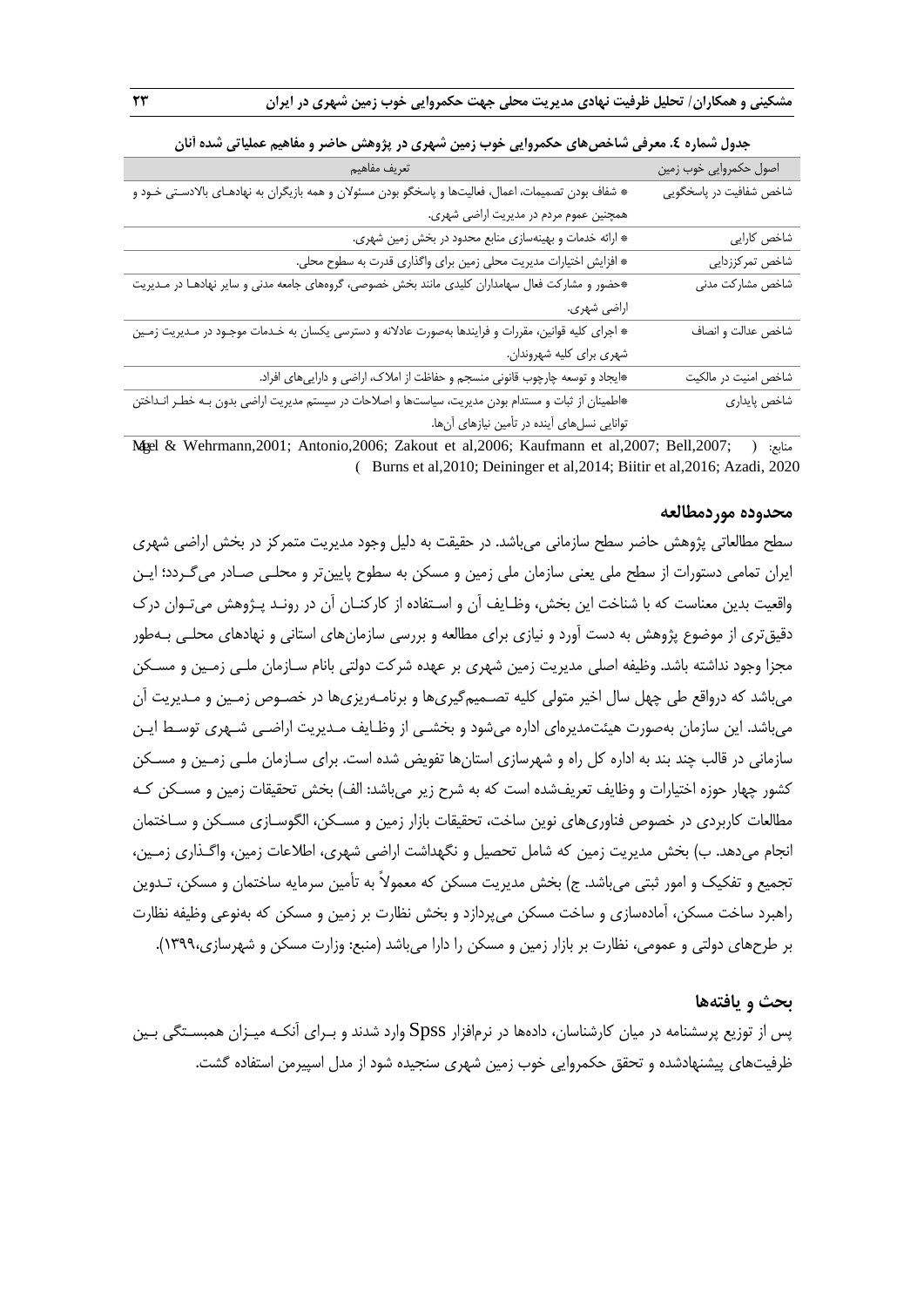**جدول شماره ٤. معرفی شاخص‌های حکمروایی خوب زمین شهری در پژوهش حاضر و مفاهیم عملیاتی شده آنان**

| اصول حکمروایی خوب زمین | تعریف مفاهیم |
|---|---|
| شاخص شفافیت در پاسخگویی | * شفاف بودن تصمیمات، اعمال، فعالیت‌ها و پاسخگو بودن مسئولان و همه بازیگران به نهادهای بالادستی خود و همچنین عموم مردم در مدیریت اراضی شهری. |
| شاخص کارایی | * ارائه خدمات و بهینه‌سازی منابع محدود در بخش زمین شهری. |
| شاخص تمرکززدایی | * افزایش اختیارات مدیریت محلی زمین برای واگذاری قدرت به سطوح محلی. |
| شاخص مشارکت مدنی | *حضور و مشارکت فعال سهامداران کلیدی مانند بخش خصوصی، گروه‌های جامعه مدنی و سایر نهادها در مدیریت اراضی شهری. |
| شاخص عدالت و انصاف | * اجرای کلیه قوانین، مقررات و فرایندها به‌صورت عادلانه و دسترسی یکسان به خدمات موجود در مدیریت زمین شهری برای کلیه شهروندان. |
| شاخص امنیت در مالکیت | *ایجاد و توسعه چارچوب قانونی منسجم و حفاظت از املاک، اراضی و دارایی‌های افراد. |
| شاخص پایداری | *اطمینان از ثبات و مستدام بودن مدیریت، سیاست‌ها و اصلاحات در سیستم مدیریت اراضی بدون به خطر انداختن توانایی نسل‌های آینده در تأمین نیازهای آن‌ها. |

منابع: (Magel & Wehrmann,2001; Antonio,2006; Zakout et al,2006; Kaufmann et al,2007; Bell,2007; Burns et al,2010; Deininger et al,2014; Biitir et al,2016; Azadi, 2020)

## محدوده موردمطالعه

سطح مطالعاتی پژوهش حاضر سطح سازمانی می‌باشد. در حقیقت به دلیل وجود مدیریت متمرکز در بخش اراضی شهری ایران تمامی دستورات از سطح ملی یعنی سازمان ملی زمین و مسکن به سطوح پایین‌تر و محلی صادر می‌گردد؛ این واقعیت بدین معناست که با شناخت این بخش، وظایف آن و استفاده از کارکنان آن در روند پژوهش می‌توان درک دقیق‌تری از موضوع پژوهش به دست آورد و نیازی برای مطالعه و بررسی سازمان‌های استانی و نهادهای محلی به‌طور مجزا وجود نداشته باشد. وظیفه اصلی مدیریت زمین شهری بر عهده شرکت دولتی بانام سازمان ملی زمین و مسکن می‌باشد که درواقع طی چهل سال اخیر متولی کلیه تصمیم‌گیری‌ها و برنامه‌ریزی‌ها در خصوص زمین و مدیریت آن می‌باشد. این سازمان به‌صورت هیئت‌مدیره‌ای اداره می‌شود و بخشی از وظایف مدیریت اراضی شهری توسط این سازمانی در قالب چند بند به اداره کل راه و شهرسازی استان‌ها تفویض شده است. برای سازمان ملی زمین و مسکن کشور چهار حوزه اختیارات و وظایف تعریف‌شده است که به شرح زیر می‌باشد: الف) بخش تحقیقات زمین و مسکن که مطالعات کاربردی در خصوص فناوری‌های نوین ساخت، تحقیقات بازار زمین و مسکن، الگوسازی مسکن و ساختمان انجام می‌دهد. ب) بخش مدیریت زمین که شامل تحصیل و نگهداشت اراضی شهری، اطلاعات زمین، واگذاری زمین، تجمیع و تفکیک و امور ثبتی می‌باشد. ج) بخش مدیریت مسکن که معمولاً به تأمین سرمایه ساختمان و مسکن، تدوین راهبرد ساخت مسکن، آماده‌سازی و ساخت مسکن می‌پردازد و بخش نظارت بر زمین و مسکن که به‌نوعی وظیفه نظارت بر طرح‌های دولتی و عمومی، نظارت بر بازار زمین و مسکن را دارا می‌باشد (منبع: وزارت مسکن و شهرسازی،۱۳۹۹).

## بحث و یافته‌ها

پس از توزیع پرسشنامه در میان کارشناسان، داده‌ها در نرم‌افزار Spss وارد شدند و برای آنکه میزان همبستگی بین ظرفیت‌های پیشنهادشده و تحقق حکمروایی خوب زمین شهری سنجیده شود از مدل اسپیرمن استفاده گشت.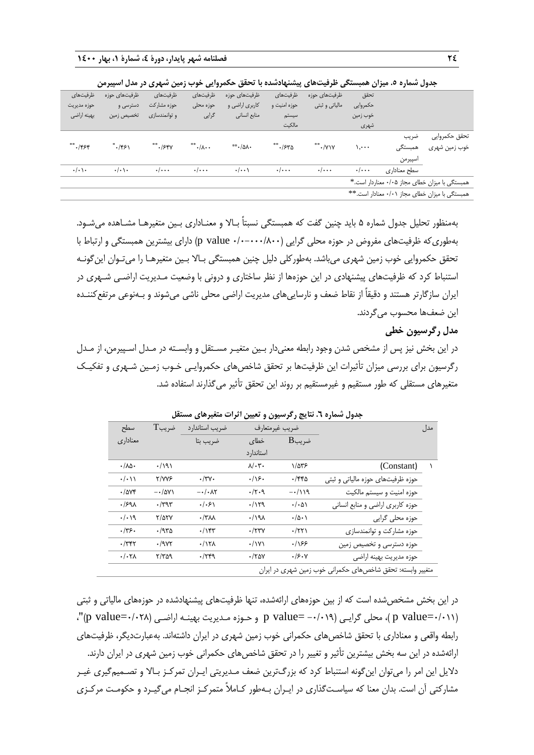**جدول شماره ۵. میزان همبستگی ظرفیت‌های پیشنهادشده با تحقق حکمروایی خوب زمین شهری در مدل اسپیرمن**

| | | تحقق حکمروایی خوب زمین شهری | ظرفیت‌های حوزه مالیاتی و ثبتی | ظرفیت‌های حوزه امنیت و سیستم مالکیت | ظرفیت‌های حوزه کاربری اراضی و منابع انسانی | ظرفیت‌های حوزه محلی گرایی | ظرفیت‌های حوزه مشارکت و توانمندسازی | ظرفیت‌های حوزه دسترسی و تخصیص زمین | ظرفیت‌های حوزه مدیریت بهینه اراضی |
|---|---|---|---|---|---|---|---|---|---|
| تحقق حکمروایی خوب زمین شهری | ضریب همبستگی اسپیرمن | ۱,۰۰۰ | \*\*۰/۷۱۷ | \*\*۰/۶۳۵ | \*\*۰/۵۸۰ | \*\*۰/۸۰۰ | \*\*۰/۶۴۷ | \*۰/۴۶۱ | \*\*۰/۴۶۴ |
| | سطح معناداری | ۰/۰۰۰ | ۰/۰۰۰ | ۰/۰۰۰ | ۰/۰۰۱ | ۰/۰۰۰ | ۰/۰۰۰ | ۰/۰۱۰ | ۰/۰۱۰ |

همبستگی با میزان خطای مجاز ۰/۰۵ معنادار است.\*

همبستگی با میزان خطای مجاز ۰/۰۱ معنادار است.\*\*

به‌منظور تحلیل جدول شماره ۵ باید چنین گفت که همبستگی نسبتاً بالا و معناداری بین متغیرها مشاهده می‌شود. به‌طوری‌که ظرفیت‌های مفروض در حوزه محلی گرایی (p value ۰/۰-۰۰۰/۸۰۰) دارای بیشترین همبستگی و ارتباط با تحقق حکمروایی خوب زمین شهری می‌باشد. به‌طورکلی دلیل چنین همبستگی بالا بین متغیرها را می‌توان این‌گونه استنباط کرد که ظرفیت‌های پیشنهادی در این حوزه‌ها از نظر ساختاری و درونی با وضعیت مدیریت اراضی شهری در ایران سازگارتر هستند و دقیقاً از نقاط ضعف و نارسایی‌های مدیریت اراضی محلی ناشی می‌شوند و به‌نوعی مرتفع‌کننده این ضعف‌ها محسوب می‌گردند.

## مدل رگرسیون خطی

در این بخش نیز پس از مشخص شدن وجود رابطه معنی‌دار بین متغیر مستقل و وابسته در مدل اسپیرمن، از مدل رگرسیون برای بررسی میزان تأثیرات این ظرفیت‌ها بر تحقق شاخص‌های حکمروایی خوب زمین شهری و تفکیک متغیرهای مستقلی که طور مستقیم و غیرمستقیم بر روند این تحقق تأثیر می‌گذارند استفاده شد.

**جدول شماره ٦. نتایج رگرسیون و تعیین اثرات متغیرهای مستقل**

| مدل | | ضریب غیرمتعارف | | ضریب استاندارد | ضریب T | سطح معناداری |
|---|---|---|---|---|---|---|
| | | ضریب B | خطای استاندارد | ضریب بتا | | |
| ۱ | (Constant) | ۱/۵۳۶ | ۸/۰۳۰ | | ۰/۱۹۱ | ۰/۸۵۰ |
| | حوزه ظرفیت‌های حوزه مالیاتی و ثبتی | ۰/۴۴۵ | ۰/۱۶۰ | ۰/۳۷۰ | ۲/۷۷۶ | ۰/۰۱۱ |
| | حوزه امنیت و سیستم مالکیت | -۰/۱۱۹ | ۰/۲۰۹ | -۰/۰۸۲ | -۰/۵۷۱ | ۰/۵۷۴ |
| | حوزه کاربری اراضی و منابع انسانی | ۰/۰۵۱ | ۰/۱۲۹ | ۰/۰۶۱ | ۰/۳۹۳ | ۰/۶۹۸ |
| | حوزه محلی گرایی | ۰/۵۰۱ | ۰/۱۹۸ | ۰/۳۸۸ | ۲/۵۲۷ | ۰/۰۱۹ |
| | حوزه مشارکت و توانمندسازی | ۰/۲۲۱ | ۰/۲۳۷ | ۰/۱۴۳ | ۰/۹۳۵ | ۰/۳۶۰ |
| | حوزه دسترسی و تخصیص زمین | ۰/۱۶۶ | ۰/۱۷۱ | ۰/۱۲۸ | ۰/۹۷۲ | ۰/۳۴۲ |
| | حوزه مدیریت بهینه اراضی | ۰/۶۰۷ | ۰/۲۵۷ | ۰/۳۴۹ | ۲/۳۵۹ | ۰/۰۲۸ |

متغیر وابسته: تحقق شاخص‌های حکمرانی خوب زمین شهری در ایران

در این بخش مشخص‌شده است که از بین حوزه‌های ارائه‌شده، تنها ظرفیت‌های پیشنهادشده در حوزه‌های مالیاتی و ثبتی (p value=۰/۰۱۱ )، محلی گرایی (p value= -۰/۰۱۹ و حوزه مدیریت بهینه اراضی (p value=۰/۰۲۸)"، رابطه واقعی و معناداری با تحقق شاخص‌های حکمرانی خوب زمین شهری در ایران داشته‌اند. به‌عبارت‌دیگر، ظرفیت‌های ارائه‌شده در این سه بخش بیشترین تأثیر و تغییر را در تحقق شاخص‌های حکمرانی خوب زمین شهری در ایران دارند. دلایل این امر را می‌توان این‌گونه استنباط کرد که بزرگ‌ترین ضعف مدیریتی ایران تمرکز بالا و تصمیم‌گیری غیر مشارکتی آن است. بدان معنا که سیاست‌گذاری در ایران به‌طور کاملاً متمرکز انجام می‌گیرد و حکومت مرکزی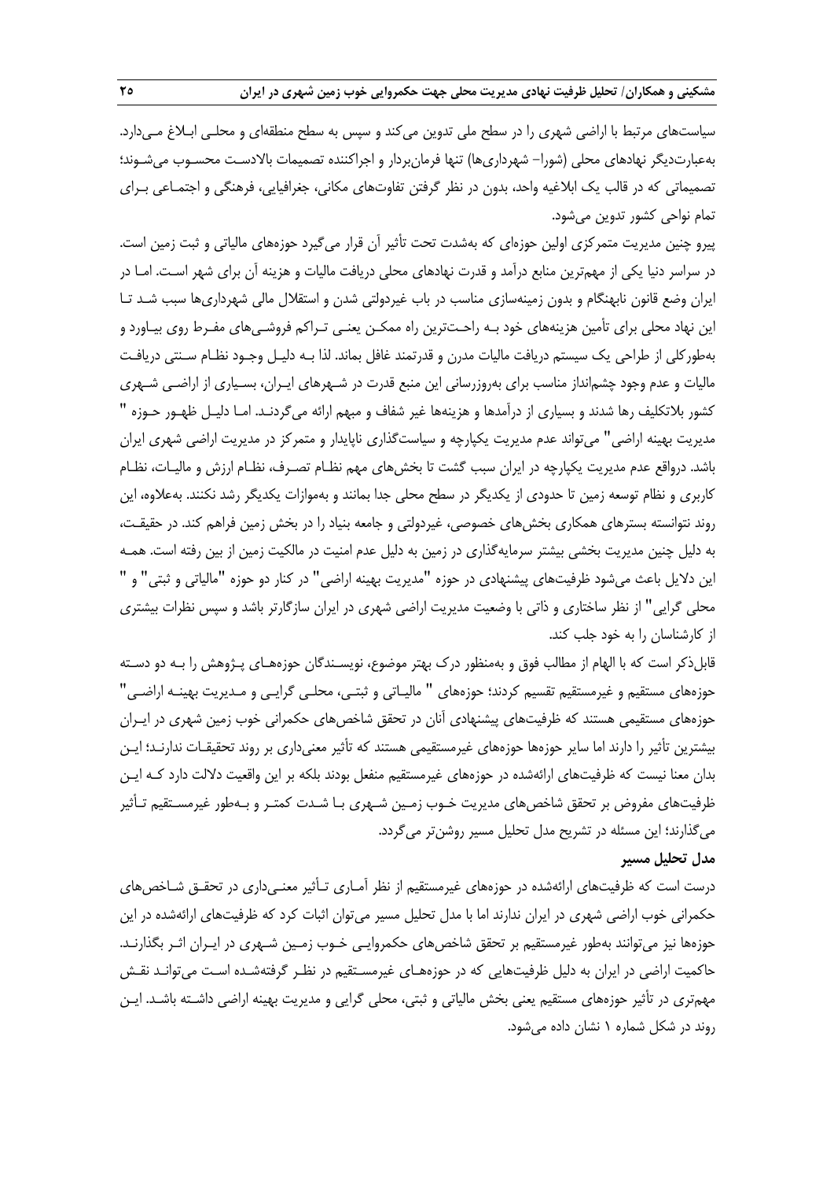سیاست‌های مرتبط با اراضی شهری را در سطح ملی تدوین می‌کند و سپس به سطح منطقه‌ای و محلی ابلاغ می‌دارد. به‌عبارت‌دیگر نهادهای محلی (شورا- شهرداری‌ها) تنها فرمان‌بردار و اجراکننده تصمیمات بالادست محسوب می‌شوند؛ تصمیماتی که در قالب یک ابلاغیه واحد، بدون در نظر گرفتن تفاوت‌های مکانی، جغرافیایی، فرهنگی و اجتماعی برای تمام نواحی کشور تدوین می‌شود.

پیرو چنین مدیریت متمرکزی اولین حوزه‌ای که به‌شدت تحت تأثیر آن قرار می‌گیرد حوزه‌های مالیاتی و ثبت زمین است. در سراسر دنیا یکی از مهم‌ترین منابع درآمد و قدرت نهادهای محلی دریافت مالیات و هزینه آن برای شهر است. اما در ایران وضع قانون نابهنگام و بدون زمینه‌سازی مناسب در باب غیردولتی شدن و استقلال مالی شهرداری‌ها سبب شد تا این نهاد محلی برای تأمین هزینه‌های خود به راحت‌ترین راه ممکن یعنی تراکم فروشی‌های مفرط روی بیاورد و به‌طورکلی از طراحی یک سیستم دریافت مالیات مدرن و قدرتمند غافل بماند. لذا به دلیل وجود نظام سنتی دریافت مالیات و عدم وجود چشم‌انداز مناسب برای به‌روزرسانی این منبع قدرت در شهرهای ایران، بسیاری از اراضی شهری کشور بلاتکلیف رها شدند و بسیاری از درآمدها و هزینه‌ها غیر شفاف و مبهم ارائه می‌گردند. اما دلیل ظهور حوزه " مدیریت بهینه اراضی" می‌تواند عدم مدیریت یکپارچه و سیاست‌گذاری ناپایدار و متمرکز در مدیریت اراضی شهری ایران باشد. درواقع عدم مدیریت یکپارچه در ایران سبب گشت تا بخش‌های مهم نظام تصرف، نظام ارزش و مالیات، نظام کاربری و نظام توسعه زمین تا حدودی از یکدیگر در سطح محلی جدا بمانند و به‌موازات یکدیگر رشد نکنند. به‌علاوه، این روند نتوانسته بسترهای همکاری بخش‌های خصوصی، غیردولتی و جامعه بنیاد را در بخش زمین فراهم کند. در حقیقت، به دلیل چنین مدیریت بخشی بیشتر سرمایه‌گذاری در زمین به دلیل عدم امنیت در مالکیت زمین از بین رفته است. همه این دلایل باعث می‌شود ظرفیت‌های پیشنهادی در حوزه "مدیریت بهینه اراضی" در کنار دو حوزه "مالیاتی و ثبتی" و " محلی گرایی" از نظر ساختاری و ذاتی با وضعیت مدیریت اراضی شهری در ایران سازگارتر باشد و سپس نظرات بیشتری از کارشناسان را به خود جلب کند.

قابل‌ذکر است که با الهام از مطالب فوق و به‌منظور درک بهتر موضوع، نویسندگان حوزه‌های پژوهش را به دو دسته حوزه‌های مستقیم و غیرمستقیم تقسیم کردند؛ حوزه‌های " مالیاتی و ثبتی، محلی گرایی و مدیریت بهینه اراضی" حوزه‌های مستقیمی هستند که ظرفیت‌های پیشنهادی آنان در تحقق شاخص‌های حکمرانی خوب زمین شهری در ایران بیشترین تأثیر را دارند اما سایر حوزه‌ها حوزه‌های غیرمستقیمی هستند که تأثیر معنی‌داری بر روند تحقیقات ندارند؛ این بدان معنا نیست که ظرفیت‌های ارائه‌شده در حوزه‌های غیرمستقیم منفعل بودند بلکه بر این واقعیت دلالت دارد که این ظرفیت‌های مفروض بر تحقق شاخص‌های مدیریت خوب زمین شهری با شدت کمتر و به‌طور غیرمستقیم تأثیر می‌گذارند؛ این مسئله در تشریح مدل تحلیل مسیر روشن‌تر می‌گردد.

### مدل تحلیل مسیر

درست است که ظرفیت‌های ارائه‌شده در حوزه‌های غیرمستقیم از نظر آماری تأثیر معنی‌داری در تحقق شاخص‌های حکمرانی خوب اراضی شهری در ایران ندارند اما با مدل تحلیل مسیر می‌توان اثبات کرد که ظرفیت‌های ارائه‌شده در این حوزه‌ها نیز می‌توانند به‌طور غیرمستقیم بر تحقق شاخص‌های حکمروایی خوب زمین شهری در ایران اثر بگذارند. حاکمیت اراضی در ایران به دلیل ظرفیت‌هایی که در حوزه‌های غیرمستقیم در نظر گرفته‌شده است می‌تواند نقش مهم‌تری در تأثیر حوزه‌های مستقیم یعنی بخش مالیاتی و ثبتی، محلی گرایی و مدیریت بهینه اراضی داشته باشد. این روند در شکل شماره ۱ نشان داده می‌شود.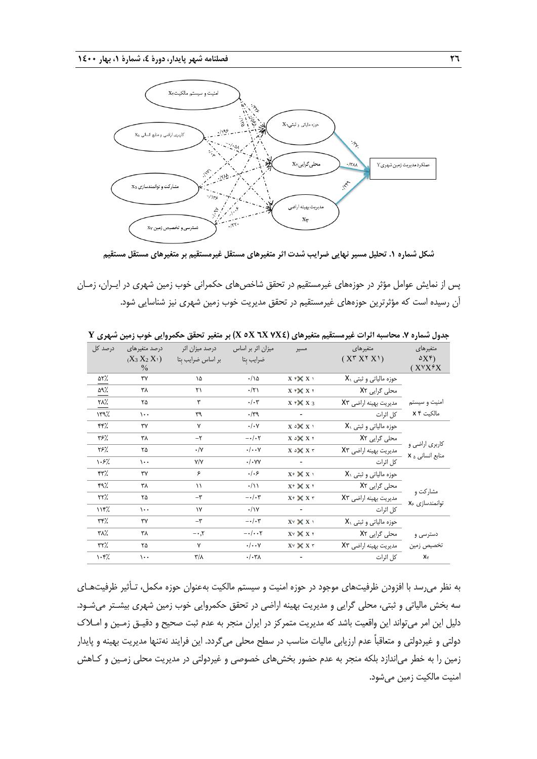**شکل شماره ۱. تحلیل مسیر نهایی ضرایب شدت اثر متغیرهای مستقل غیرمستقیم بر متغیرهای مستقل مستقیم**

پس از نمایش عوامل مؤثر در حوزه‌های غیرمستقیم در تحقق شاخص‌های حکمرانی خوب زمین شهری در ایـران، زمـان آن رسیده است که مؤثرترین حوزه‌های غیرمستقیم در تحقق مدیریت خوب زمین شهری نیز شناسایی شود.

**جدول شماره ۷. محاسبه اثرات غیرمستقیم متغیرهای (X ۵X ٦X ۷X٤) بر متغیر تحقق حکمروایی خوب زمین شهری Y**

| متغیرهای ۵X۴) (X۷X۶X | متغیرهای (X۳ X۲ X۱) | مسیر | میزان اثر بر اساس ضرایب بتا | درصد میزان اثر بر اساس ضرایب بتا | درصد متغیرهای ($X_3$ $X_2$ $X_1$) % | درصد کل |
|---|---|---|---|---|---|---|
| امنیت و سیستم مالکیت X ۴ | حوزه مالیاتی و ثبتی $X_1$ | X ۴ × X ۱ | ۰/۱۵ | ۱۵ | ۳۷ | ۵۲٪ |
| | محلی گرایی X۲ | X ۴ × X ۲ | ۰/۲۱ | ۲۱ | ۳۸ | ۵۹٪ |
| | مدیریت بهینه اراضی X۳ | X ۴ × X 3 | ۰/۰۳ | ۳ | ۲۵ | ۲۸٪ |
| | کل اثرات | - | ۰/۳۹ | ۳۹ | ۱۰۰ | ۱۳۹٪ |
| کاربری اراضی و منابع انسانی X ۵ | حوزه مالیاتی و ثبتی $X_1$ | X ۵ × X ۱ | ۰/۰۷ | ۷ | ۳۷ | ۴۴٪ |
| | محلی گرایی X۲ | X ۵ × X ۲ | -۰/۰۲ | -۲ | ۳۸ | ۳۶٪ |
| | مدیریت بهینه اراضی X۳ | X ۵ × X ۳ | ۰/۰۰۷ | ۰/۷ | ۲۵ | ۲۶٪ |
| | کل اثرات | - | ۰/۰۷۷ | ۷/۷ | ۱۰۰ | ۱۰۶٪ |
| مشارکت و توانمندسازی $X_6$ | حوزه مالیاتی و ثبتی $X_1$ | X۶ × X ۱ | ۰/۰۶ | ۶ | ۳۷ | ۴۳٪ |
| | محلی گرایی X۲ | X۶ × X ۲ | ۰/۱۱ | ۱۱ | ۳۸ | ۴۹٪ |
| | مدیریت بهینه اراضی X۳ | X۶ × X ۳ | -۰/۰۳ | -۳ | ۲۵ | ۲۲٪ |
| | کل اثرات | - | ۰/۱۷ | ۱۷ | ۱۰۰ | ۱۱۴٪ |
| دسترسی و تخصیص زمین $X_7$ | حوزه مالیاتی و ثبتی $X_1$ | X۷ × X ۱ | -۰/۰۳ | -۳ | ۳۷ | ۳۴٪ |
| | محلی گرایی X۲ | X۷ × X ۲ | -۰/۰۰۲ | -۰٫۲ | ۳۸ | ۳۸٪ |
| | مدیریت بهینه اراضی X۳ | X۷ × X ۳ | ۰/۰۰۷ | ۷ | ۲۵ | ۳۲٪ |
| | کل اثرات | - | ۰/۰۳۸ | ۳/۸ | ۱۰۰ | ۱۰۴٪ |

به نظر می‌رسد با افزودن ظرفیت‌های موجود در حوزه امنیت و سیستم مالکیت به‌عنوان حوزه مکمل، تـأثیر ظرفیت‌هـای سه بخش مالیاتی و ثبتی، محلی گرایی و مدیریت بهینه اراضی در تحقق حکمروایی خوب زمین شهری بیشـتر می‌شـود. دلیل این امر می‌تواند این واقعیت باشد که مدیریت متمرکز در ایران منجر به عدم ثبت صحیح و دقیـق زمـین و امـلاک دولتی و غیردولتی و متعاقباً عدم ارزیابی مالیات مناسب در سطح محلی می‌گردد. این فرایند نه‌تنها مدیریت بهینه و پایدار زمین را به خطر می‌اندازد بلکه منجر به عدم حضور بخش‌های خصوصی و غیردولتی در مدیریت محلی زمـین و کـاهش امنیت مالکیت زمین می‌شود.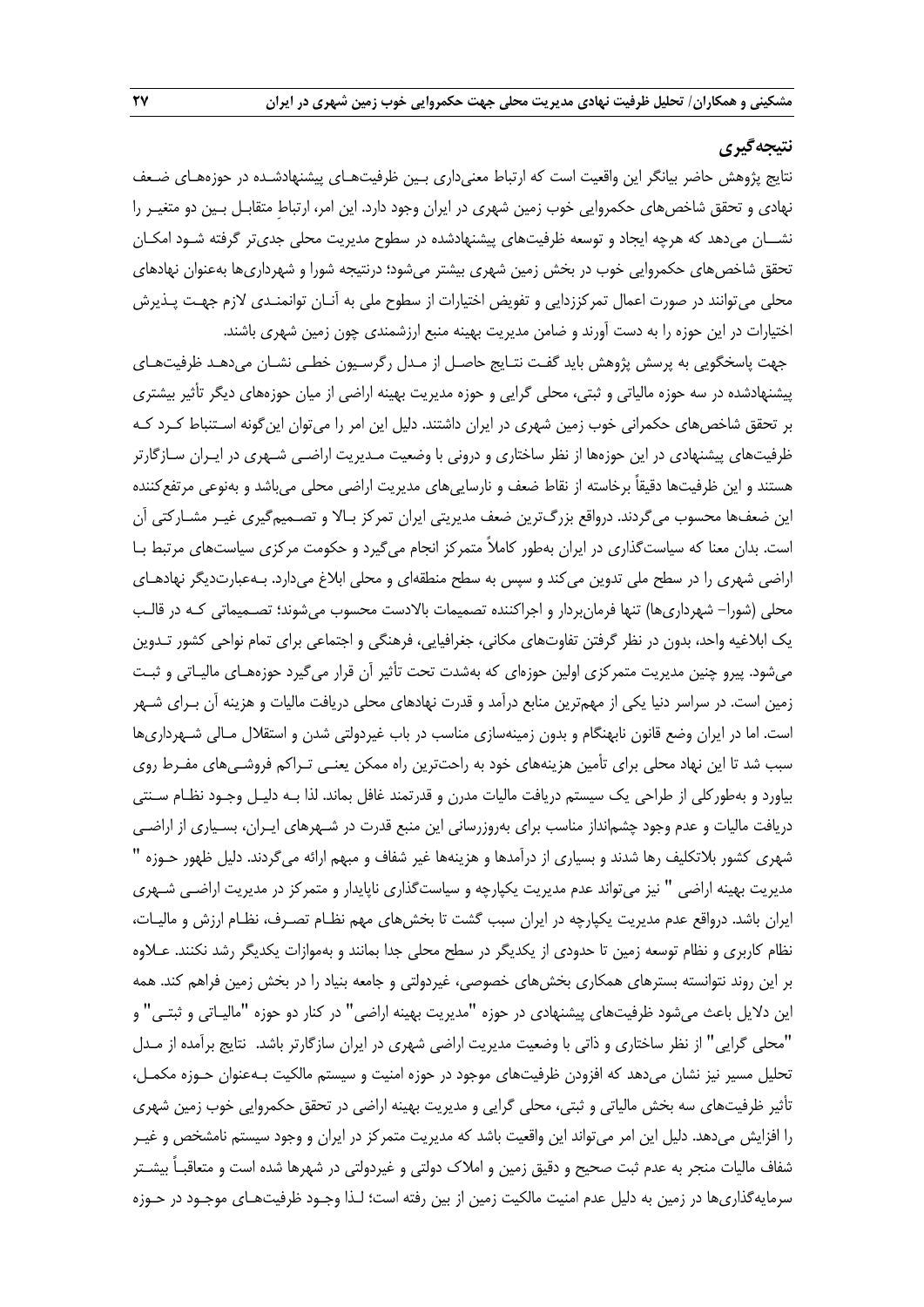## نتیجه‌گیری

نتایج پژوهش حاضر بیانگر این واقعیت است که ارتباط معنی‌داری بین ظرفیت‌های پیشنهادشده در حوزه‌های ضعف نهادی و تحقق شاخص‌های حکمروایی خوب زمین شهری در ایران وجود دارد. این امر، ارتباطِ متقابل بین دو متغیر را نشان می‌دهد که هرچه ایجاد و توسعه ظرفیت‌های پیشنهادشده در سطوح مدیریت محلی جدی‌تر گرفته شود امکان تحقق شاخص‌های حکمروایی خوب در بخش زمین شهری بیشتر می‌شود؛ درنتیجه شورا و شهرداری‌ها به‌عنوان نهادهای محلی می‌توانند در صورت اعمال تمرکززدایی و تفویض اختیارات از سطوح ملی به آنان توانمندی لازم جهت پذیرش اختیارات در این حوزه را به دست آورند و ضامن مدیریت بهینه منبع ارزشمندی چون زمین شهری باشند.

جهت پاسخگویی به پرسش پژوهش باید گفت نتایج حاصل از مدل رگرسیون خطی نشان می‌دهد ظرفیت‌های پیشنهادشده در سه حوزه مالیاتی و ثبتی، محلی گرایی و حوزه مدیریت بهینه اراضی از میان حوزه‌های دیگر تأثیر بیشتری بر تحقق شاخص‌های حکمرانی خوب زمین شهری در ایران داشتند. دلیل این امر را می‌توان این‌گونه استنباط کرد که ظرفیت‌های پیشنهادی در این حوزه‌ها از نظر ساختاری و درونی با وضعیت مدیریت اراضی شهری در ایران سازگارتر هستند و این ظرفیت‌ها دقیقاً برخاسته از نقاط ضعف و نارسایی‌های مدیریت اراضی محلی می‌باشد و به‌نوعی مرتفع‌کننده این ضعف‌ها محسوب می‌گردند. درواقع بزرگ‌ترین ضعف مدیریتی ایران تمرکز بالا و تصمیم‌گیری غیر مشارکتی آن است. بدان معنا که سیاست‌گذاری در ایران به‌طور کاملاً متمرکز انجام می‌گیرد و حکومت مرکزی سیاست‌های مرتبط با اراضی شهری را در سطح ملی تدوین می‌کند و سپس به سطح منطقه‌ای و محلی ابلاغ می‌دارد. به‌عبارت‌دیگر نهادهای محلی (شورا– شهرداری‌ها) تنها فرمان‌بردار و اجراکننده تصمیمات بالادست محسوب می‌شوند؛ تصمیماتی که در قالب یک ابلاغیه واحد، بدون در نظر گرفتن تفاوت‌های مکانی، جغرافیایی، فرهنگی و اجتماعی برای تمام نواحی کشور تدوین می‌شود. پیرو چنین مدیریت متمرکزی اولین حوزه‌ای که به‌شدت تحت تأثیر آن قرار می‌گیرد حوزه‌های مالیاتی و ثبت زمین است. در سراسر دنیا یکی از مهم‌ترین منابع درآمد و قدرت نهادهای محلی دریافت مالیات و هزینه آن برای شهر است. اما در ایران وضع قانون نابهنگام و بدون زمینه‌سازی مناسب در باب غیردولتی شدن و استقلال مالی شهرداری‌ها سبب شد تا این نهاد محلی برای تأمین هزینه‌های خود به راحت‌ترین راه ممکن یعنی تراکم فروشی‌های مفرط روی بیاورد و به‌طورکلی از طراحی یک سیستم دریافت مالیات مدرن و قدرتمند غافل بماند. لذا به دلیل وجود نظام سنتی دریافت مالیات و عدم وجود چشم‌انداز مناسب برای به‌روزرسانی این منبع قدرت در شهرهای ایران، بسیاری از اراضی شهری کشور بلاتکلیف رها شدند و بسیاری از درآمدها و هزینه‌ها غیر شفاف و مبهم ارائه می‌گردند. دلیل ظهور حوزه " مدیریت بهینه اراضی " نیز می‌تواند عدم مدیریت یکپارچه و سیاست‌گذاری ناپایدار و متمرکز در مدیریت اراضی شهری ایران باشد. درواقع عدم مدیریت یکپارچه در ایران سبب گشت تا بخش‌های مهم نظام تصرف، نظام ارزش و مالیات، نظام کاربری و نظام توسعه زمین تا حدودی از یکدیگر در سطح محلی جدا بمانند و به‌موازات یکدیگر رشد نکنند. علاوه بر این روند نتوانسته بسترهای همکاری بخش‌های خصوصی، غیردولتی و جامعه بنیاد را در بخش زمین فراهم کند. همه این دلایل باعث می‌شود ظرفیت‌های پیشنهادی در حوزه "مدیریت بهینه اراضی" در کنار دو حوزه "مالیاتی و ثبتی" و "محلی گرایی" از نظر ساختاری و ذاتی با وضعیت مدیریت اراضی شهری در ایران سازگارتر باشد. نتایج برآمده از مدل تحلیل مسیر نیز نشان می‌دهد که افزودن ظرفیت‌های موجود در حوزه امنیت و سیستم مالکیت به‌عنوان حوزه مکمل، تأثیر ظرفیت‌های سه بخش مالیاتی و ثبتی، محلی گرایی و مدیریت بهینه اراضی در تحقق حکمروایی خوب زمین شهری را افزایش می‌دهد. دلیل این امر می‌تواند این واقعیت باشد که مدیریت متمرکز در ایران و وجود سیستم نامشخص و غیر شفاف مالیات منجر به عدم ثبت صحیح و دقیق زمین و املاک دولتی و غیردولتی در شهرها شده است و متعاقباً بیشتر سرمایه‌گذاری‌ها در زمین به دلیل عدم امنیت مالکیت زمین از بین رفته است؛ لذا وجود ظرفیت‌های موجود در حوزه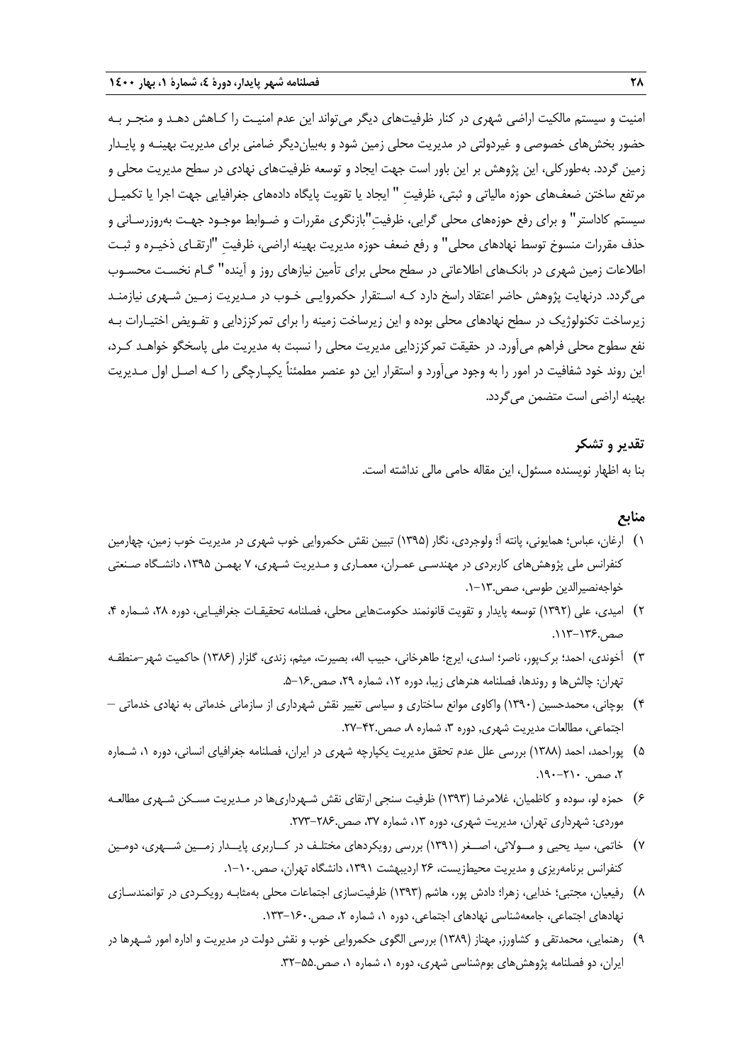امنیت و سیستم مالکیت اراضی شهری در کنار ظرفیت‌های دیگر می‌تواند این عدم امنیت را کاهش دهد و منجر به حضور بخش‌های خصوصی و غیردولتی در مدیریت محلی زمین شود و به‌بیان‌دیگر ضامنی برای مدیریت بهینه و پایدار زمین گردد. به‌طورکلی، این پژوهش بر این باور است جهت ایجاد و توسعه ظرفیت‌های نهادی در سطح مدیریت محلی و مرتفع ساختن ضعف‌های حوزه مالیاتی و ثبتی، ظرفیتِ " ایجاد یا تقویت پایگاه داده‌های جغرافیایی جهت اجرا یا تکمیل سیستم کاداستر" و برای رفع حوزه‌های محلی گرایی، ظرفیتِ"بازنگری مقررات و ضوابط موجود جهت به‌روزرسانی و حذف مقررات منسوخ توسط نهادهای محلی" و رفع ضعف حوزه مدیریت بهینه اراضی، ظرفیتِ "ارتقای ذخیره و ثبت اطلاعات زمین شهری در بانک‌های اطلاعاتی در سطح محلی برای تأمین نیازهای روز و آینده" گام نخست محسوب می‌گردد. درنهایت پژوهش حاضر اعتقاد راسخ دارد که استقرار حکمروایی خوب در مدیریت زمین شهری نیازمند زیرساخت تکنولوژیک در سطح نهادهای محلی بوده و این زیرساخت زمینه را برای تمرکززدایی و تفویض اختیارات به نفع سطوح محلی فراهم می‌آورد. در حقیقت تمرکززدایی مدیریت محلی را نسبت به مدیریت ملی پاسخگو خواهد کرد، این روند خود شفافیت در امور را به وجود می‌آورد و استقرار این دو عنصر مطمئناً یکپارچگی را که اصل اول مدیریت بهینه اراضی است متضمن می‌گردد.

## تقدیر و تشکر

بنا به اظهار نویسنده مسئول، این مقاله حامی مالی نداشته است.

## منابع

۱) ارغان، عباس؛ همایونی، پانته آ؛ ولوجردی، نگار (۱۳۹۵) تبیین نقش حکمروایی خوب شهری در مدیریت خوب زمین، چهارمین کنفرانس ملی پژوهش‌های کاربردی در مهندسی عمران، معماری و مدیریت شهری، ۷ بهمن ۱۳۹۵، دانشگاه صنعتی خواجه‌نصیرالدین طوسی، صص.۱۳-۱.

۲) امیدی، علی (۱۳۹۲) توسعه پایدار و تقویت قانونمند حکومت‌هایی محلی، فصلنامه تحقیقات جغرافیایی، دوره ۲۸، شماره ۴، صص.۱۳۶-۱۱۳.

۳) آخوندی، احمد؛ برک‌پور، ناصر؛ اسدی، ایرج؛ طاهرخانی، حبیب اله، بصیرت، میثم، زندی، گلزار (۱۳۸۶) حاکمیت شهر-منطقه تهران: چالش‌ها و روندها، فصلنامه هنرهای زیبا، دوره ۱۲، شماره ۲۹، صص.۱۶-۵.

۴) بوچانی، محمدحسین (۱۳۹۰) واکاوی موانع ساختاری و سیاسی تغییر نقش شهرداری از سازمانی خدماتی به نهادی خدماتی – اجتماعی، مطالعات مدیریت شهری، دوره ۳، شماره ۸، صص.۴۲-۲۷.

۵) پوراحمد، احمد (۱۳۸۸) بررسی علل عدم تحقق مدیریت یکپارچه شهری در ایران، فصلنامه جغرافیای انسانی، دوره ۱، شماره ۲، صص. ۲۱۰-۱۹۰.

۶) حمزه لو، سوده و کاظمیان، غلامرضا (۱۳۹۳) ظرفیت سنجی ارتقای نقش شهرداری‌ها در مدیریت مسکن شهری مطالعه موردی: شهرداری تهران، مدیریت شهری، دوره ۱۳، شماره ۳۷، صص.۲۸۶-۲۷۳.

۷) خاتمی، سید یحیی و مولائی، اصغر (۱۳۹۱) بررسی رویکردهای مختلف در کاربری پایدار زمین شهری، دومین کنفرانس برنامه‌ریزی و مدیریت محیط‌زیست، ۲۶ اردیبهشت ۱۳۹۱، دانشگاه تهران، صص.۱۰-۱.

۸) رفیعیان، مجتبی؛ خدایی، زهرا؛ دادش پور، هاشم (۱۳۹۳) ظرفیت‌سازی اجتماعات محلی به‌مثابه رویکردی در توانمندسازی نهادهای اجتماعی، جامعه‌شناسی نهادهای اجتماعی، دوره ۱، شماره ۲، صص.۱۶۰-۱۳۳.

۹) رهنمایی، محمدتقی و کشاورز، مهناز (۱۳۸۹) بررسی الگوی حکمروایی خوب و نقش دولت در مدیریت و اداره امور شهرها در ایران، دو فصلنامه پژوهش‌های بوم‌شناسی شهری، دوره ۱، شماره ۱، صص.۵۵-۳۲.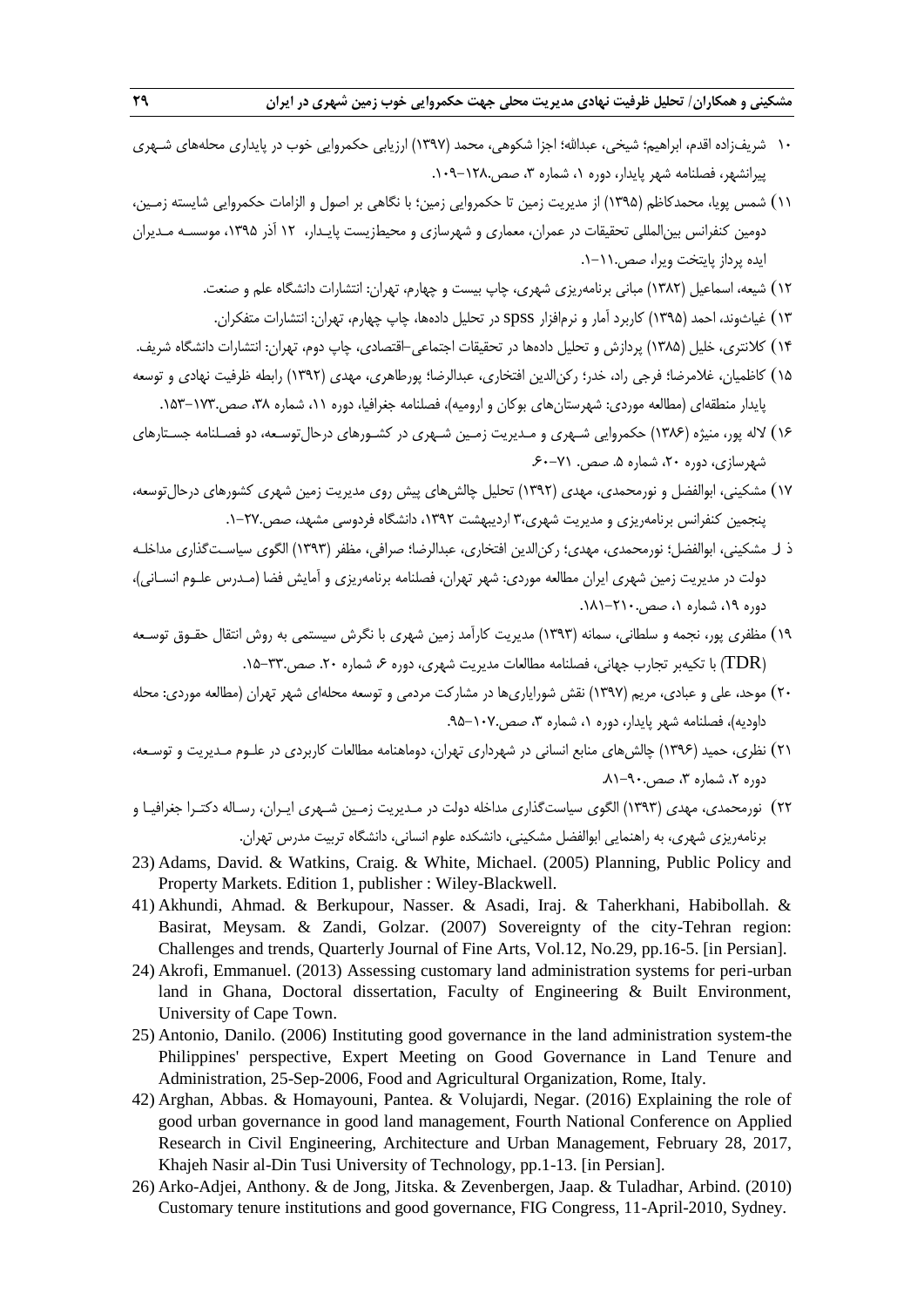۱۰) شریف‌زاده اقدم، ابراهیم؛ شیخی، عبدالله؛ اجزا شکوهی، محمد (۱۳۹۷) ارزیابی حکمروایی خوب در پایداری محله‌های شـهری پیرانشهر، فصلنامه شهر پایدار، دوره ۱، شماره ۳، صص.۱۲۸–۱۰۹.

۱۱) شمس پویا، محمدکاظم (۱۳۹۵) از مدیریت زمین تا حکمروایی زمین؛ با نگاهی بر اصول و الزامات حکمروایی شایسته زمـین، دومین کنفرانس بین‌المللی تحقیقات در عمران، معماری و شهرسازی و محیطزیست پایـدار، ۱۲ آذر ۱۳۹۵، موسسـه مـدیران ایده پرداز پایتخت ویرا، صص.۱۱–۱.

۱۲) شیعه، اسماعیل (۱۳۸۲) مبانی برنامه‌ریزی شهری، چاپ بیست و چهارم، تهران: انتشارات دانشگاه علم و صنعت.

۱۳) غیاث‌وند، احمد (۱۳۹۵) کاربرد آمار و نرم‌افزار spss در تحلیل داده‌ها، چاپ چهارم، تهران: انتشارات متفکران.

۱۴) کلانتری، خلیل (۱۳۸۵) پردازش و تحلیل داده‌ها در تحقیقات اجتماعی–اقتصادی، چاپ دوم، تهران: انتشارات دانشگاه شریف.

۱۵) کاظمیان، غلامرضا؛ فرجی راد، خدر؛ رکن‌الدین افتخاری، عبدالرضا؛ پورطاهری، مهدی (۱۳۹۲) رابطه ظرفیت نهادی و توسعه پایدار منطقه‌ای (مطالعه موردی: شهرستان‌های بوکان و ارومیه)، فصلنامه جغرافیا، دوره ۱۱، شماره ۳۸، صص.۱۷۳–۱۵۳.

۱۶) لاله پور، منیژه (۱۳۸۶) حکمروایی شـهری و مـدیریت زمـین شـهری در کشـورهای درحال‌توسـعه، دو فصـلنامه جسـتارهای شهرسازی، دوره ۲۰، شماره ۵. صص. ۷۱–۶۰.

۱۷) مشکینی، ابوالفضل و نورمحمدی، مهدی (۱۳۹۲) تحلیل چالش‌های پیش روی مدیریت زمین شهری کشورهای درحال‌توسعه، پنجمین کنفرانس برنامه‌ریزی و مدیریت شهری،۳ اردیبهشت ۱۳۹۲، دانشگاه فردوسی مشهد، صص.۲۷–۱.

۱۸) مشکینی، ابوالفضل؛ نورمحمدی، مهدی؛ رکن‌الدین افتخاری، عبدالرضا؛ صرافی، مظفر (۱۳۹۳) الگوی سیاسـت‌گذاری مداخلـه دولت در مدیریت زمین شهری ایران مطالعه موردی: شهر تهران، فصلنامه برنامه‌ریزی و آمایش فضا (مـدرس علـوم انسـانی)، دوره ۱۹، شماره ۱، صص.۲۱۰–۱۸۱.

۱۹) مظفری پور، نجمه و سلطانی، سمانه (۱۳۹۳) مدیریت کارآمد زمین شهری با نگرش سیستمی به روش انتقال حقـوق توسـعه (TDR) با تکیه‌بر تجارب جهانی، فصلنامه مطالعات مدیریت شهری، دوره ۶، شماره ۲۰. صص.۳۳–۱۵.

۲۰) موحد، علی و عبادی، مریم (۱۳۹۷) نقش شورایاری‌ها در مشارکت مردمی و توسعه محله‌ای شهر تهران (مطالعه موردی: محله داودیه)، فصلنامه شهر پایدار، دوره ۱، شماره ۳، صص.۱۰۷–۹۵.

۲۱) نظری، حمید (۱۳۹۶) چالش‌های منابع انسانی در شهرداری تهران، دوماهنامه مطالعات کاربردی در علـوم مـدیریت و توسـعه، دوره ۲، شماره ۳، صص.۹۰–۸۱.

۲۲) نورمحمدی، مهدی (۱۳۹۳) الگوی سیاست‌گذاری مداخله دولت در مـدیریت زمـین شـهری ایـران، رسـاله دکتـرا جغرافیـا و برنامه‌ریزی شهری، به راهنمایی ابوالفضل مشکینی، دانشکده علوم انسانی، دانشگاه تربیت مدرس تهران.

23) Adams, David. & Watkins, Craig. & White, Michael. (2005) Planning, Public Policy and Property Markets. Edition 1, publisher : Wiley-Blackwell.

41) Akhundi, Ahmad. & Berkupour, Nasser. & Asadi, Iraj. & Taherkhani, Habibollah. & Basirat, Meysam. & Zandi, Golzar. (2007) Sovereignty of the city-Tehran region: Challenges and trends, Quarterly Journal of Fine Arts, Vol.12, No.29, pp.16-5. [in Persian].

24) Akrofi, Emmanuel. (2013) Assessing customary land administration systems for peri-urban land in Ghana, Doctoral dissertation, Faculty of Engineering & Built Environment, University of Cape Town.

25) Antonio, Danilo. (2006) Instituting good governance in the land administration system-the Philippines' perspective, Expert Meeting on Good Governance in Land Tenure and Administration, 25-Sep-2006, Food and Agricultural Organization, Rome, Italy.

42) Arghan, Abbas. & Homayouni, Pantea. & Volujardi, Negar. (2016) Explaining the role of good urban governance in good land management, Fourth National Conference on Applied Research in Civil Engineering, Architecture and Urban Management, February 28, 2017, Khajeh Nasir al-Din Tusi University of Technology, pp.1-13. [in Persian].

26) Arko-Adjei, Anthony. & de Jong, Jitska. & Zevenbergen, Jaap. & Tuladhar, Arbind. (2010) Customary tenure institutions and good governance, FIG Congress, 11-April-2010, Sydney.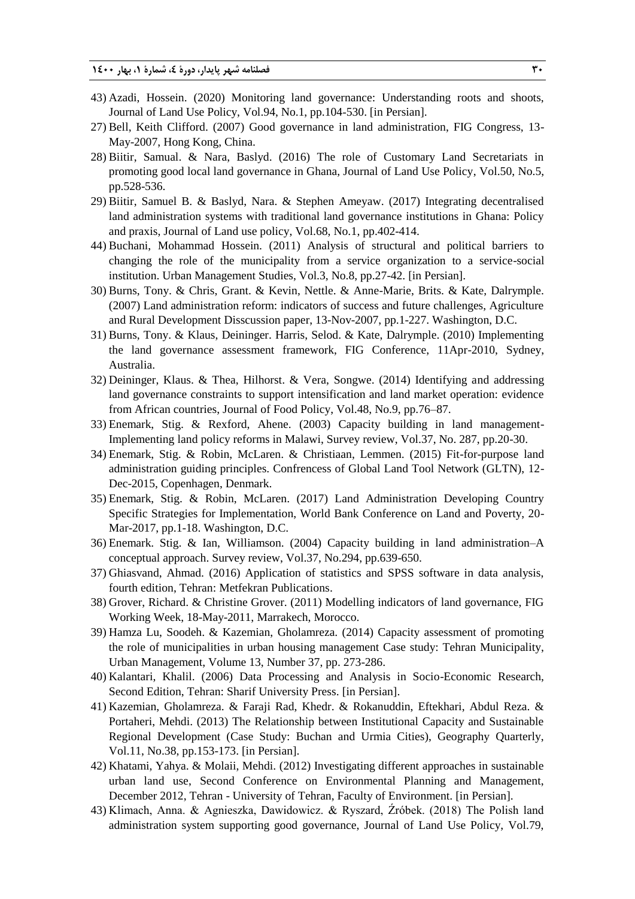43) Azadi, Hossein. (2020) Monitoring land governance: Understanding roots and shoots, Journal of Land Use Policy, Vol.94, No.1, pp.104-530. [in Persian].

27) Bell, Keith Clifford. (2007) Good governance in land administration, FIG Congress, 13-May-2007, Hong Kong, China.

28) Biitir, Samual. & Nara, Baslyd. (2016) The role of Customary Land Secretariats in promoting good local land governance in Ghana, Journal of Land Use Policy, Vol.50, No.5, pp.528-536.

29) Biitir, Samuel B. & Baslyd, Nara. & Stephen Ameyaw. (2017) Integrating decentralised land administration systems with traditional land governance institutions in Ghana: Policy and praxis, Journal of Land use policy, Vol.68, No.1, pp.402-414.

44) Buchani, Mohammad Hossein. (2011) Analysis of structural and political barriers to changing the role of the municipality from a service organization to a service-social institution. Urban Management Studies, Vol.3, No.8, pp.27-42. [in Persian].

30) Burns, Tony. & Chris, Grant. & Kevin, Nettle. & Anne-Marie, Brits. & Kate, Dalrymple. (2007) Land administration reform: indicators of success and future challenges, Agriculture and Rural Development Disscussion paper, 13-Nov-2007, pp.1-227. Washington, D.C.

31) Burns, Tony. & Klaus, Deininger. Harris, Selod. & Kate, Dalrymple. (2010) Implementing the land governance assessment framework, FIG Conference, 11Apr-2010, Sydney, Australia.

32) Deininger, Klaus. & Thea, Hilhorst. & Vera, Songwe. (2014) Identifying and addressing land governance constraints to support intensification and land market operation: evidence from African countries, Journal of Food Policy, Vol.48, No.9, pp.76–87.

33) Enemark, Stig. & Rexford, Ahene. (2003) Capacity building in land management-Implementing land policy reforms in Malawi, Survey review, Vol.37, No. 287, pp.20-30.

34) Enemark, Stig. & Robin, McLaren. & Christiaan, Lemmen. (2015) Fit-for-purpose land administration guiding principles. Confrencess of Global Land Tool Network (GLTN), 12-Dec-2015, Copenhagen, Denmark.

35) Enemark, Stig. & Robin, McLaren. (2017) Land Administration Developing Country Specific Strategies for Implementation, World Bank Conference on Land and Poverty, 20-Mar-2017, pp.1-18. Washington, D.C.

36) Enemark. Stig. & Ian, Williamson. (2004) Capacity building in land administration–A conceptual approach. Survey review, Vol.37, No.294, pp.639-650.

37) Ghiasvand, Ahmad. (2016) Application of statistics and SPSS software in data analysis, fourth edition, Tehran: Metfekran Publications.

38) Grover, Richard. & Christine Grover. (2011) Modelling indicators of land governance, FIG Working Week, 18-May-2011, Marrakech, Morocco.

39) Hamza Lu, Soodeh. & Kazemian, Gholamreza. (2014) Capacity assessment of promoting the role of municipalities in urban housing management Case study: Tehran Municipality, Urban Management, Volume 13, Number 37, pp. 273-286.

40) Kalantari, Khalil. (2006) Data Processing and Analysis in Socio-Economic Research, Second Edition, Tehran: Sharif University Press. [in Persian].

41) Kazemian, Gholamreza. & Faraji Rad, Khedr. & Rokanuddin, Eftekhari, Abdul Reza. & Portaheri, Mehdi. (2013) The Relationship between Institutional Capacity and Sustainable Regional Development (Case Study: Buchan and Urmia Cities), Geography Quarterly, Vol.11, No.38, pp.153-173. [in Persian].

42) Khatami, Yahya. & Molaii, Mehdi. (2012) Investigating different approaches in sustainable urban land use, Second Conference on Environmental Planning and Management, December 2012, Tehran - University of Tehran, Faculty of Environment. [in Persian].

43) Klimach, Anna. & Agnieszka, Dawidowicz. & Ryszard, Źróbek. (2018) The Polish land administration system supporting good governance, Journal of Land Use Policy, Vol.79,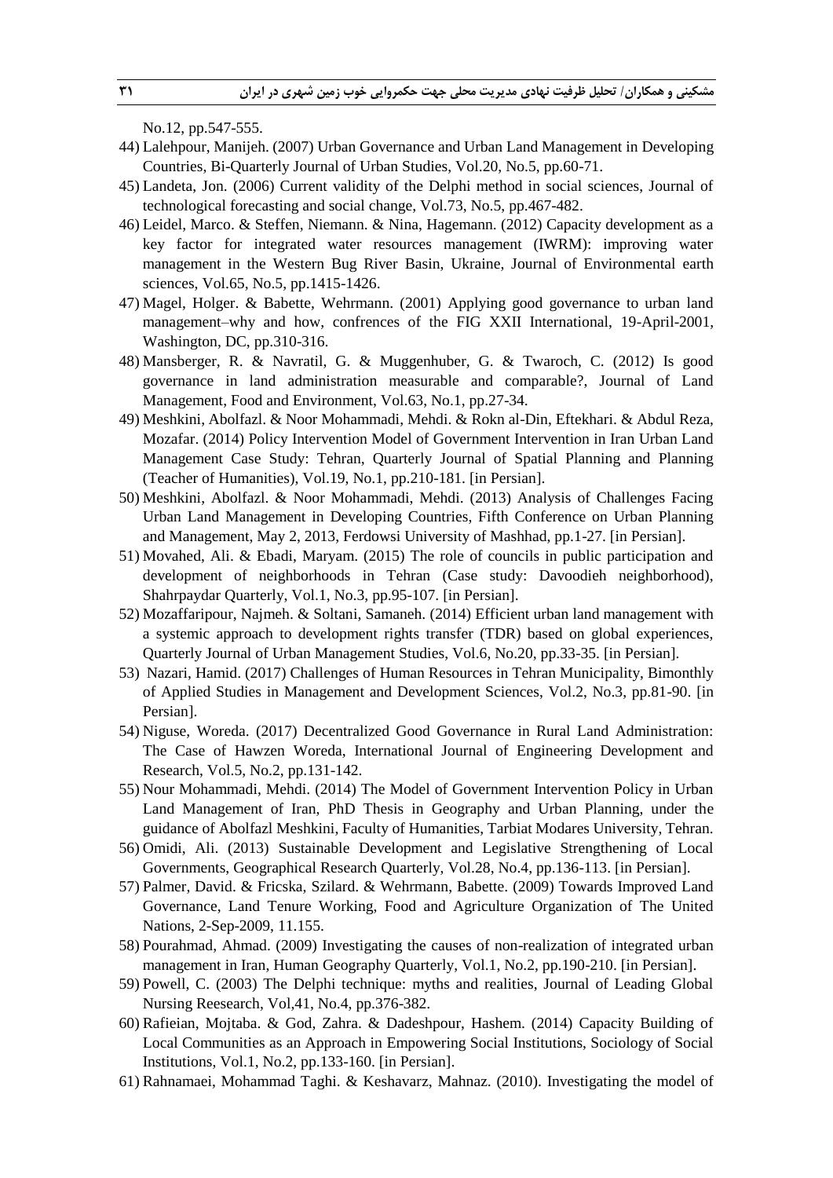No.12, pp.547-555.

44) Lalehpour, Manijeh. (2007) Urban Governance and Urban Land Management in Developing Countries, Bi-Quarterly Journal of Urban Studies, Vol.20, No.5, pp.60-71.
45) Landeta, Jon. (2006) Current validity of the Delphi method in social sciences, Journal of technological forecasting and social change, Vol.73, No.5, pp.467-482.
46) Leidel, Marco. & Steffen, Niemann. & Nina, Hagemann. (2012) Capacity development as a key factor for integrated water resources management (IWRM): improving water management in the Western Bug River Basin, Ukraine, Journal of Environmental earth sciences, Vol.65, No.5, pp.1415-1426.
47) Magel, Holger. & Babette, Wehrmann. (2001) Applying good governance to urban land management–why and how, confrences of the FIG XXII International, 19-April-2001, Washington, DC, pp.310-316.
48) Mansberger, R. & Navratil, G. & Muggenhuber, G. & Twaroch, C. (2012) Is good governance in land administration measurable and comparable?, Journal of Land Management, Food and Environment, Vol.63, No.1, pp.27-34.
49) Meshkini, Abolfazl. & Noor Mohammadi, Mehdi. & Rokn al-Din, Eftekhari. & Abdul Reza, Mozafar. (2014) Policy Intervention Model of Government Intervention in Iran Urban Land Management Case Study: Tehran, Quarterly Journal of Spatial Planning and Planning (Teacher of Humanities), Vol.19, No.1, pp.210-181. [in Persian].
50) Meshkini, Abolfazl. & Noor Mohammadi, Mehdi. (2013) Analysis of Challenges Facing Urban Land Management in Developing Countries, Fifth Conference on Urban Planning and Management, May 2, 2013, Ferdowsi University of Mashhad, pp.1-27. [in Persian].
51) Movahed, Ali. & Ebadi, Maryam. (2015) The role of councils in public participation and development of neighborhoods in Tehran (Case study: Davoodieh neighborhood), Shahrpaydar Quarterly, Vol.1, No.3, pp.95-107. [in Persian].
52) Mozaffaripour, Najmeh. & Soltani, Samaneh. (2014) Efficient urban land management with a systemic approach to development rights transfer (TDR) based on global experiences, Quarterly Journal of Urban Management Studies, Vol.6, No.20, pp.33-35. [in Persian].
53) Nazari, Hamid. (2017) Challenges of Human Resources in Tehran Municipality, Bimonthly of Applied Studies in Management and Development Sciences, Vol.2, No.3, pp.81-90. [in Persian].
54) Niguse, Woreda. (2017) Decentralized Good Governance in Rural Land Administration: The Case of Hawzen Woreda, International Journal of Engineering Development and Research, Vol.5, No.2, pp.131-142.
55) Nour Mohammadi, Mehdi. (2014) The Model of Government Intervention Policy in Urban Land Management of Iran, PhD Thesis in Geography and Urban Planning, under the guidance of Abolfazl Meshkini, Faculty of Humanities, Tarbiat Modares University, Tehran.
56) Omidi, Ali. (2013) Sustainable Development and Legislative Strengthening of Local Governments, Geographical Research Quarterly, Vol.28, No.4, pp.136-113. [in Persian].
57) Palmer, David. & Fricska, Szilard. & Wehrmann, Babette. (2009) Towards Improved Land Governance, Land Tenure Working, Food and Agriculture Organization of The United Nations, 2-Sep-2009, 11.155.
58) Pourahmad, Ahmad. (2009) Investigating the causes of non-realization of integrated urban management in Iran, Human Geography Quarterly, Vol.1, No.2, pp.190-210. [in Persian].
59) Powell, C. (2003) The Delphi technique: myths and realities, Journal of Leading Global Nursing Reesearch, Vol,41, No.4, pp.376-382.
60) Rafieian, Mojtaba. & God, Zahra. & Dadeshpour, Hashem. (2014) Capacity Building of Local Communities as an Approach in Empowering Social Institutions, Sociology of Social Institutions, Vol.1, No.2, pp.133-160. [in Persian].
61) Rahnamaei, Mohammad Taghi. & Keshavarz, Mahnaz. (2010). Investigating the model of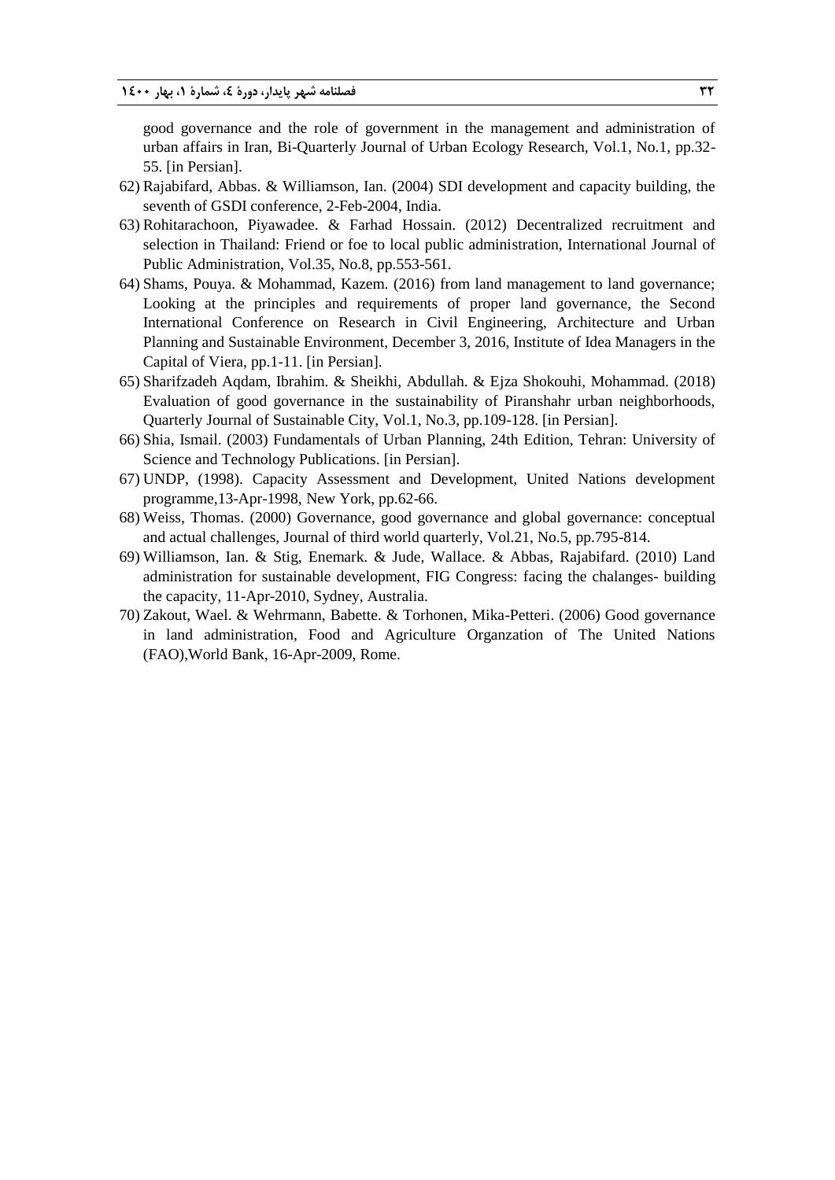good governance and the role of government in the management and administration of urban affairs in Iran, Bi-Quarterly Journal of Urban Ecology Research, Vol.1, No.1, pp.32-55. [in Persian].

62) Rajabifard, Abbas. & Williamson, Ian. (2004) SDI development and capacity building, the seventh of GSDI conference, 2-Feb-2004, India.

63) Rohitarachoon, Piyawadee. & Farhad Hossain. (2012) Decentralized recruitment and selection in Thailand: Friend or foe to local public administration, International Journal of Public Administration, Vol.35, No.8, pp.553-561.

64) Shams, Pouya. & Mohammad, Kazem. (2016) from land management to land governance; Looking at the principles and requirements of proper land governance, the Second International Conference on Research in Civil Engineering, Architecture and Urban Planning and Sustainable Environment, December 3, 2016, Institute of Idea Managers in the Capital of Viera, pp.1-11. [in Persian].

65) Sharifzadeh Aqdam, Ibrahim. & Sheikhi, Abdullah. & Ejza Shokouhi, Mohammad. (2018) Evaluation of good governance in the sustainability of Piranshahr urban neighborhoods, Quarterly Journal of Sustainable City, Vol.1, No.3, pp.109-128. [in Persian].

66) Shia, Ismail. (2003) Fundamentals of Urban Planning, 24th Edition, Tehran: University of Science and Technology Publications. [in Persian].

67) UNDP, (1998). Capacity Assessment and Development, United Nations development programme,13-Apr-1998, New York, pp.62-66.

68) Weiss, Thomas. (2000) Governance, good governance and global governance: conceptual and actual challenges, Journal of third world quarterly, Vol.21, No.5, pp.795-814.

69) Williamson, Ian. & Stig, Enemark. & Jude, Wallace. & Abbas, Rajabifard. (2010) Land administration for sustainable development, FIG Congress: facing the chalanges- building the capacity, 11-Apr-2010, Sydney, Australia.

70) Zakout, Wael. & Wehrmann, Babette. & Torhonen, Mika-Petteri. (2006) Good governance in land administration, Food and Agriculture Organzation of The United Nations (FAO),World Bank, 16-Apr-2009, Rome.